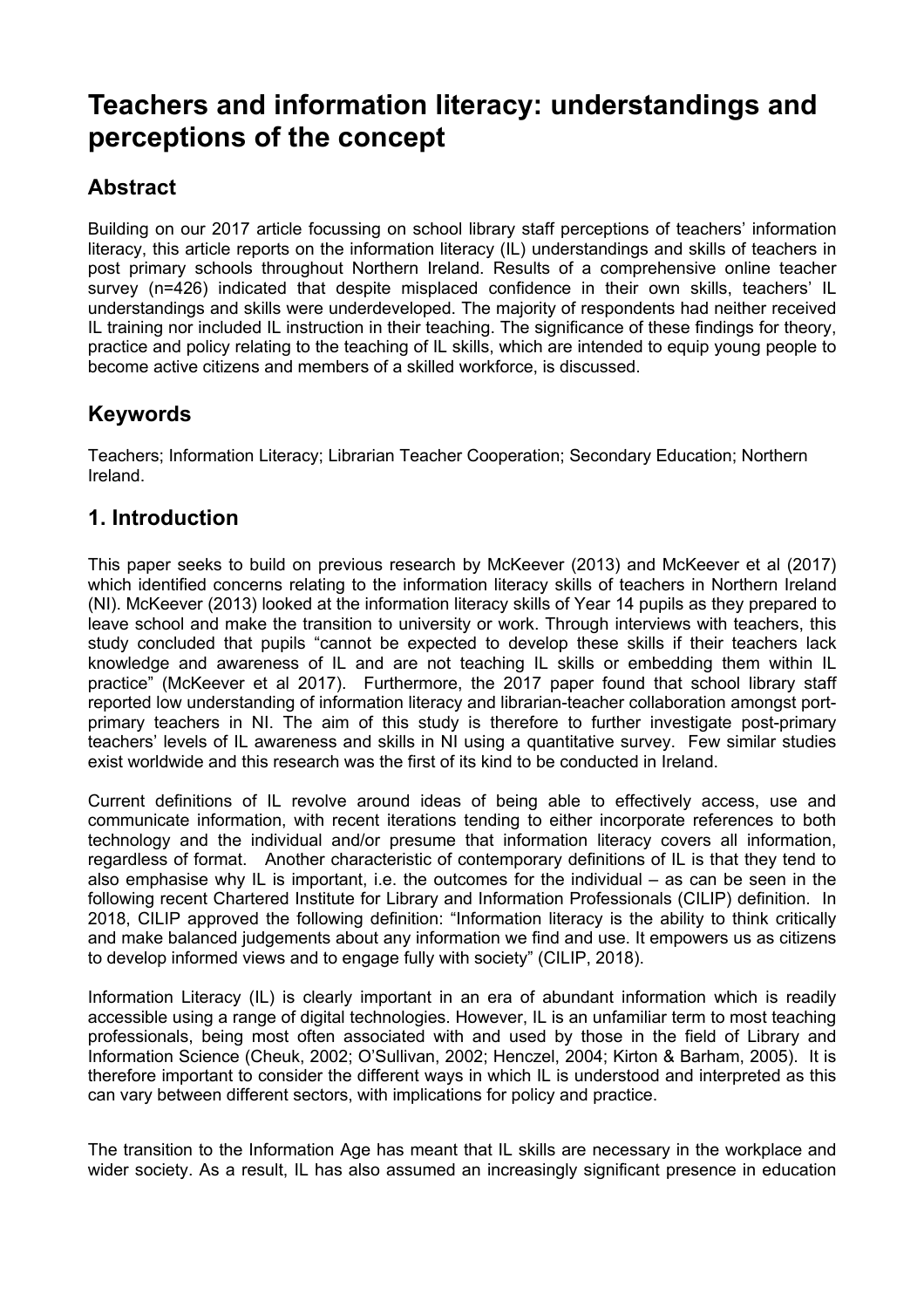# Teachers and information literacy: understandings and perceptions of the concept

## Abstract

Building on our 2017 article focussing on school library staff perceptions of teachers' information literacy, this article reports on the information literacy (IL) understandings and skills of teachers in post primary schools throughout Northern Ireland. Results of a comprehensive online teacher survey (n=426) indicated that despite misplaced confidence in their own skills, teachers' IL understandings and skills were underdeveloped. The majority of respondents had neither received IL training nor included IL instruction in their teaching. The significance of these findings for theory, practice and policy relating to the teaching of IL skills, which are intended to equip young people to become active citizens and members of a skilled workforce, is discussed.

## Keywords

Teachers; Information Literacy; Librarian Teacher Cooperation; Secondary Education; Northern Ireland.

## 1. Introduction

This paper seeks to build on previous research by McKeever (2013) and McKeever et al (2017) which identified concerns relating to the information literacy skills of teachers in Northern Ireland (NI). McKeever (2013) looked at the information literacy skills of Year 14 pupils as they prepared to leave school and make the transition to university or work. Through interviews with teachers, this study concluded that pupils "cannot be expected to develop these skills if their teachers lack knowledge and awareness of IL and are not teaching IL skills or embedding them within IL practice" (McKeever et al 2017). Furthermore, the 2017 paper found that school library staff reported low understanding of information literacy and librarian-teacher collaboration amongst port-primary teachers in NI. The aim of this study is therefore to further investigate post-primary teachers' levels of IL awareness and skills in NI using a quantitative survey. Few similar studies exist worldwide and this research was the first of its kind to be conducted in Ireland.

Current definitions of IL revolve around ideas of being able to effectively access, use and communicate information, with recent iterations tending to either incorporate references to both technology and the individual and/or presume that information literacy covers all information, regardless of format. Another characteristic of contemporary definitions of IL is that they tend to also emphasise why IL is important, i.e. the outcomes for the individual – as can be seen in the following recent Chartered Institute for Library and Information Professionals (CILIP) definition. In 2018, CILIP approved the following definition: "Information literacy is the ability to think critically and make balanced judgements about any information we find and use. It empowers us as citizens to develop informed views and to engage fully with society" (CILIP, 2018).

Information Literacy (IL) is clearly important in an era of abundant information which is readily accessible using a range of digital technologies. However, IL is an unfamiliar term to most teaching professionals, being most often associated with and used by those in the field of Library and Information Science (Cheuk, 2002; O'Sullivan, 2002; Henczel, 2004; Kirton & Barham, 2005). It is therefore important to consider the different ways in which IL is understood and interpreted as this can vary between different sectors, with implications for policy and practice.

The transition to the Information Age has meant that IL skills are necessary in the workplace and wider society. As a result, IL has also assumed an increasingly significant presence in education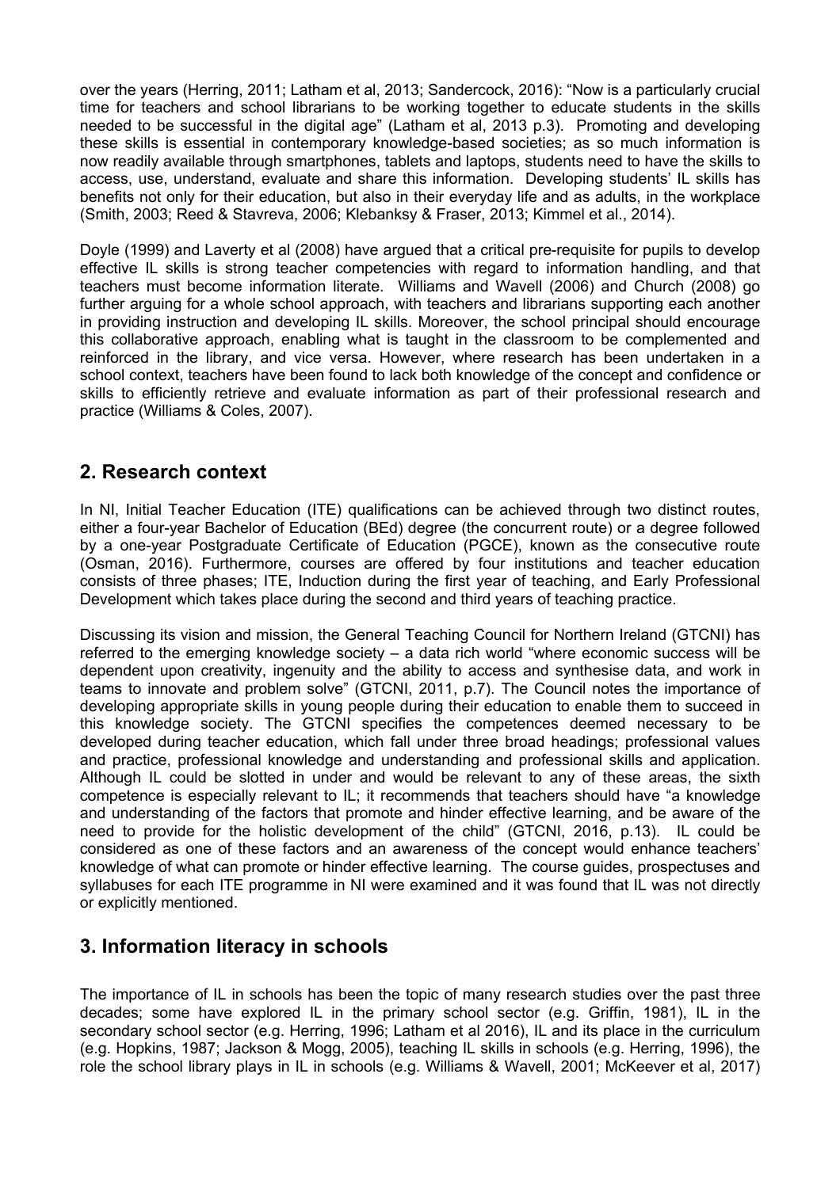over the years (Herring, 2011; Latham et al, 2013; Sandercock, 2016): “Now is a particularly crucial time for teachers and school librarians to be working together to educate students in the skills needed to be successful in the digital age” (Latham et al, 2013 p.3). Promoting and developing these skills is essential in contemporary knowledge-based societies; as so much information is now readily available through smartphones, tablets and laptops, students need to have the skills to access, use, understand, evaluate and share this information. Developing students’ IL skills has benefits not only for their education, but also in their everyday life and as adults, in the workplace (Smith, 2003; Reed & Stavreva, 2006; Klebanksy & Fraser, 2013; Kimmel et al., 2014).

Doyle (1999) and Laverty et al (2008) have argued that a critical pre-requisite for pupils to develop effective IL skills is strong teacher competencies with regard to information handling, and that teachers must become information literate. Williams and Wavell (2006) and Church (2008) go further arguing for a whole school approach, with teachers and librarians supporting each another in providing instruction and developing IL skills. Moreover, the school principal should encourage this collaborative approach, enabling what is taught in the classroom to be complemented and reinforced in the library, and vice versa. However, where research has been undertaken in a school context, teachers have been found to lack both knowledge of the concept and confidence or skills to efficiently retrieve and evaluate information as part of their professional research and practice (Williams & Coles, 2007).

## 2. Research context

In NI, Initial Teacher Education (ITE) qualifications can be achieved through two distinct routes, either a four-year Bachelor of Education (BEd) degree (the concurrent route) or a degree followed by a one-year Postgraduate Certificate of Education (PGCE), known as the consecutive route (Osman, 2016). Furthermore, courses are offered by four institutions and teacher education consists of three phases; ITE, Induction during the first year of teaching, and Early Professional Development which takes place during the second and third years of teaching practice.

Discussing its vision and mission, the General Teaching Council for Northern Ireland (GTCNI) has referred to the emerging knowledge society – a data rich world “where economic success will be dependent upon creativity, ingenuity and the ability to access and synthesise data, and work in teams to innovate and problem solve” (GTCNI, 2011, p.7). The Council notes the importance of developing appropriate skills in young people during their education to enable them to succeed in this knowledge society. The GTCNI specifies the competences deemed necessary to be developed during teacher education, which fall under three broad headings; professional values and practice, professional knowledge and understanding and professional skills and application. Although IL could be slotted in under and would be relevant to any of these areas, the sixth competence is especially relevant to IL; it recommends that teachers should have “a knowledge and understanding of the factors that promote and hinder effective learning, and be aware of the need to provide for the holistic development of the child” (GTCNI, 2016, p.13). IL could be considered as one of these factors and an awareness of the concept would enhance teachers’ knowledge of what can promote or hinder effective learning. The course guides, prospectuses and syllabuses for each ITE programme in NI were examined and it was found that IL was not directly or explicitly mentioned.

## 3. Information literacy in schools

The importance of IL in schools has been the topic of many research studies over the past three decades; some have explored IL in the primary school sector (e.g. Griffin, 1981), IL in the secondary school sector (e.g. Herring, 1996; Latham et al 2016), IL and its place in the curriculum (e.g. Hopkins, 1987; Jackson & Mogg, 2005), teaching IL skills in schools (e.g. Herring, 1996), the role the school library plays in IL in schools (e.g. Williams & Wavell, 2001; McKeever et al, 2017)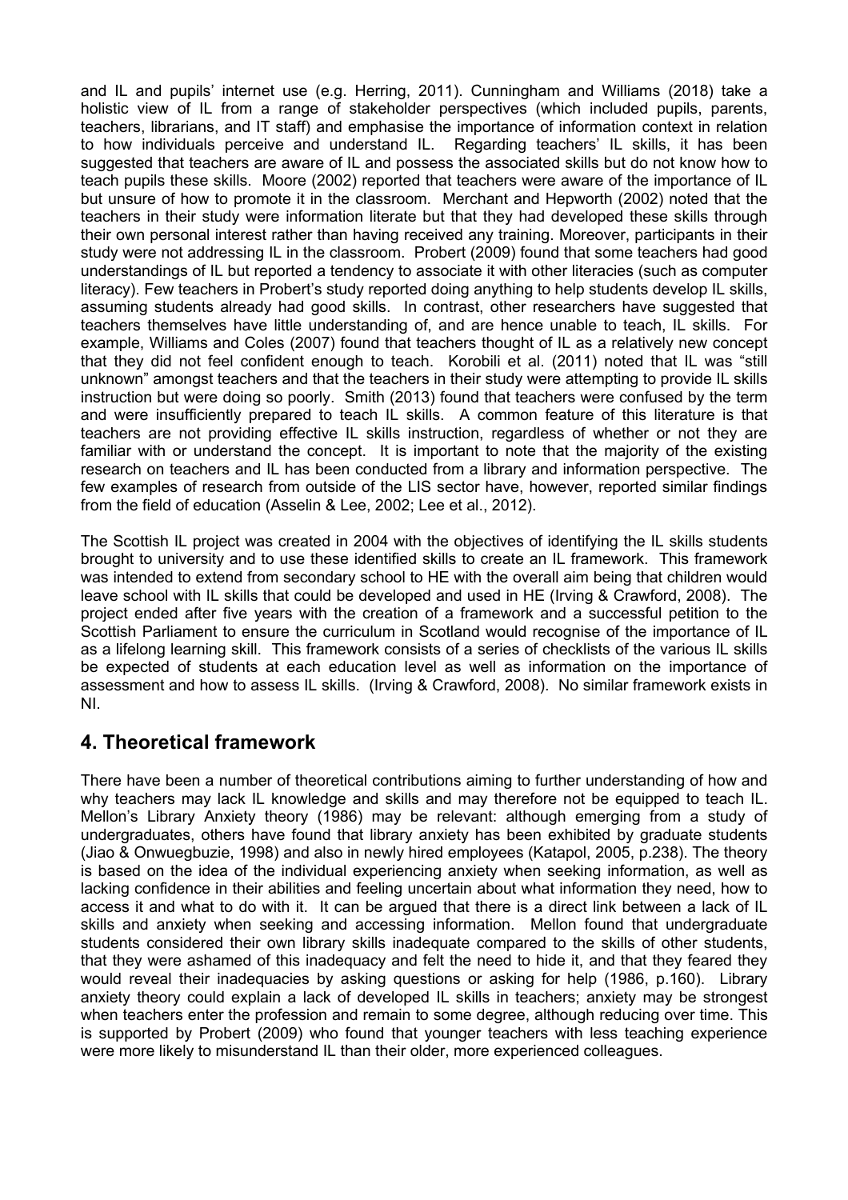and IL and pupils' internet use (e.g. Herring, 2011). Cunningham and Williams (2018) take a holistic view of IL from a range of stakeholder perspectives (which included pupils, parents, teachers, librarians, and IT staff) and emphasise the importance of information context in relation to how individuals perceive and understand IL. Regarding teachers' IL skills, it has been suggested that teachers are aware of IL and possess the associated skills but do not know how to teach pupils these skills. Moore (2002) reported that teachers were aware of the importance of IL but unsure of how to promote it in the classroom. Merchant and Hepworth (2002) noted that the teachers in their study were information literate but that they had developed these skills through their own personal interest rather than having received any training. Moreover, participants in their study were not addressing IL in the classroom. Probert (2009) found that some teachers had good understandings of IL but reported a tendency to associate it with other literacies (such as computer literacy). Few teachers in Probert's study reported doing anything to help students develop IL skills, assuming students already had good skills. In contrast, other researchers have suggested that teachers themselves have little understanding of, and are hence unable to teach, IL skills. For example, Williams and Coles (2007) found that teachers thought of IL as a relatively new concept that they did not feel confident enough to teach. Korobili et al. (2011) noted that IL was "still unknown" amongst teachers and that the teachers in their study were attempting to provide IL skills instruction but were doing so poorly. Smith (2013) found that teachers were confused by the term and were insufficiently prepared to teach IL skills. A common feature of this literature is that teachers are not providing effective IL skills instruction, regardless of whether or not they are familiar with or understand the concept. It is important to note that the majority of the existing research on teachers and IL has been conducted from a library and information perspective. The few examples of research from outside of the LIS sector have, however, reported similar findings from the field of education (Asselin & Lee, 2002; Lee et al., 2012).

The Scottish IL project was created in 2004 with the objectives of identifying the IL skills students brought to university and to use these identified skills to create an IL framework. This framework was intended to extend from secondary school to HE with the overall aim being that children would leave school with IL skills that could be developed and used in HE (Irving & Crawford, 2008). The project ended after five years with the creation of a framework and a successful petition to the Scottish Parliament to ensure the curriculum in Scotland would recognise of the importance of IL as a lifelong learning skill. This framework consists of a series of checklists of the various IL skills be expected of students at each education level as well as information on the importance of assessment and how to assess IL skills. (Irving & Crawford, 2008). No similar framework exists in NI.

## 4. Theoretical framework

There have been a number of theoretical contributions aiming to further understanding of how and why teachers may lack IL knowledge and skills and may therefore not be equipped to teach IL. Mellon's Library Anxiety theory (1986) may be relevant: although emerging from a study of undergraduates, others have found that library anxiety has been exhibited by graduate students (Jiao & Onwuegbuzie, 1998) and also in newly hired employees (Katapol, 2005, p.238). The theory is based on the idea of the individual experiencing anxiety when seeking information, as well as lacking confidence in their abilities and feeling uncertain about what information they need, how to access it and what to do with it. It can be argued that there is a direct link between a lack of IL skills and anxiety when seeking and accessing information. Mellon found that undergraduate students considered their own library skills inadequate compared to the skills of other students, that they were ashamed of this inadequacy and felt the need to hide it, and that they feared they would reveal their inadequacies by asking questions or asking for help (1986, p.160). Library anxiety theory could explain a lack of developed IL skills in teachers; anxiety may be strongest when teachers enter the profession and remain to some degree, although reducing over time. This is supported by Probert (2009) who found that younger teachers with less teaching experience were more likely to misunderstand IL than their older, more experienced colleagues.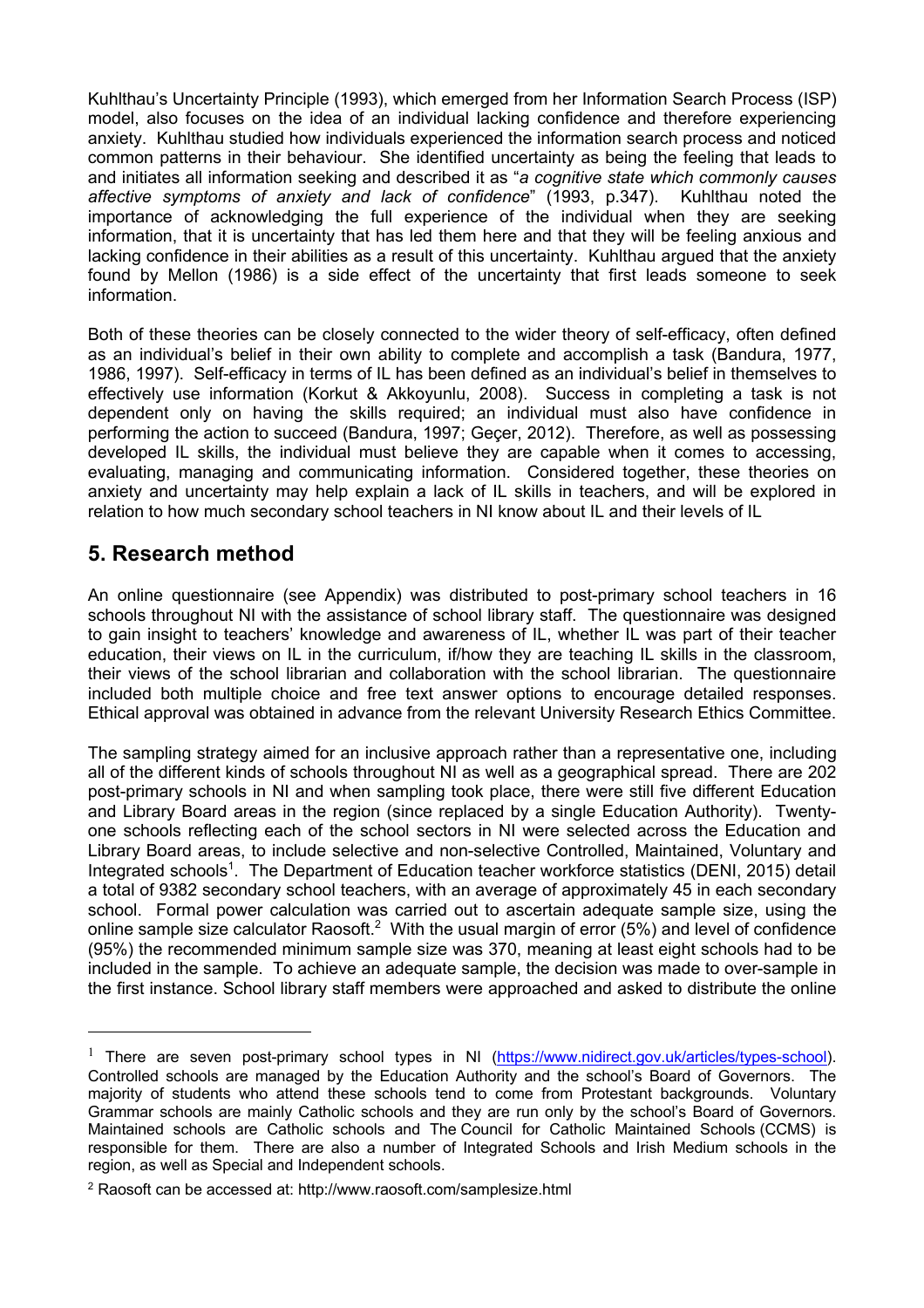Kuhlthau's Uncertainty Principle (1993), which emerged from her Information Search Process (ISP) model, also focuses on the idea of an individual lacking confidence and therefore experiencing anxiety. Kuhlthau studied how individuals experienced the information search process and noticed common patterns in their behaviour. She identified uncertainty as being the feeling that leads to and initiates all information seeking and described it as "*a cognitive state which commonly causes affective symptoms of anxiety and lack of confidence*" (1993, p.347). Kuhlthau noted the importance of acknowledging the full experience of the individual when they are seeking information, that it is uncertainty that has led them here and that they will be feeling anxious and lacking confidence in their abilities as a result of this uncertainty. Kuhlthau argued that the anxiety found by Mellon (1986) is a side effect of the uncertainty that first leads someone to seek information.

Both of these theories can be closely connected to the wider theory of self-efficacy, often defined as an individual's belief in their own ability to complete and accomplish a task (Bandura, 1977, 1986, 1997). Self-efficacy in terms of IL has been defined as an individual's belief in themselves to effectively use information (Korkut & Akkoyunlu, 2008). Success in completing a task is not dependent only on having the skills required; an individual must also have confidence in performing the action to succeed (Bandura, 1997; Geçer, 2012). Therefore, as well as possessing developed IL skills, the individual must believe they are capable when it comes to accessing, evaluating, managing and communicating information. Considered together, these theories on anxiety and uncertainty may help explain a lack of IL skills in teachers, and will be explored in relation to how much secondary school teachers in NI know about IL and their levels of IL

## 5. Research method

An online questionnaire (see Appendix) was distributed to post-primary school teachers in 16 schools throughout NI with the assistance of school library staff. The questionnaire was designed to gain insight to teachers' knowledge and awareness of IL, whether IL was part of their teacher education, their views on IL in the curriculum, if/how they are teaching IL skills in the classroom, their views of the school librarian and collaboration with the school librarian. The questionnaire included both multiple choice and free text answer options to encourage detailed responses. Ethical approval was obtained in advance from the relevant University Research Ethics Committee.

The sampling strategy aimed for an inclusive approach rather than a representative one, including all of the different kinds of schools throughout NI as well as a geographical spread. There are 202 post-primary schools in NI and when sampling took place, there were still five different Education and Library Board areas in the region (since replaced by a single Education Authority). Twenty-one schools reflecting each of the school sectors in NI were selected across the Education and Library Board areas, to include selective and non-selective Controlled, Maintained, Voluntary and Integrated schools[1]. The Department of Education teacher workforce statistics (DENI, 2015) detail a total of 9382 secondary school teachers, with an average of approximately 45 in each secondary school. Formal power calculation was carried out to ascertain adequate sample size, using the online sample size calculator Raosoft.[2] With the usual margin of error (5%) and level of confidence (95%) the recommended minimum sample size was 370, meaning at least eight schools had to be included in the sample. To achieve an adequate sample, the decision was made to over-sample in the first instance. School library staff members were approached and asked to distribute the online

---

[1] There are seven post-primary school types in NI (https://www.nidirect.gov.uk/articles/types-school). Controlled schools are managed by the Education Authority and the school's Board of Governors. The majority of students who attend these schools tend to come from Protestant backgrounds. Voluntary Grammar schools are mainly Catholic schools and they are run only by the school's Board of Governors. Maintained schools are Catholic schools and The Council for Catholic Maintained Schools (CCMS) is responsible for them. There are also a number of Integrated Schools and Irish Medium schools in the region, as well as Special and Independent schools.

[2] Raosoft can be accessed at: http://www.raosoft.com/samplesize.html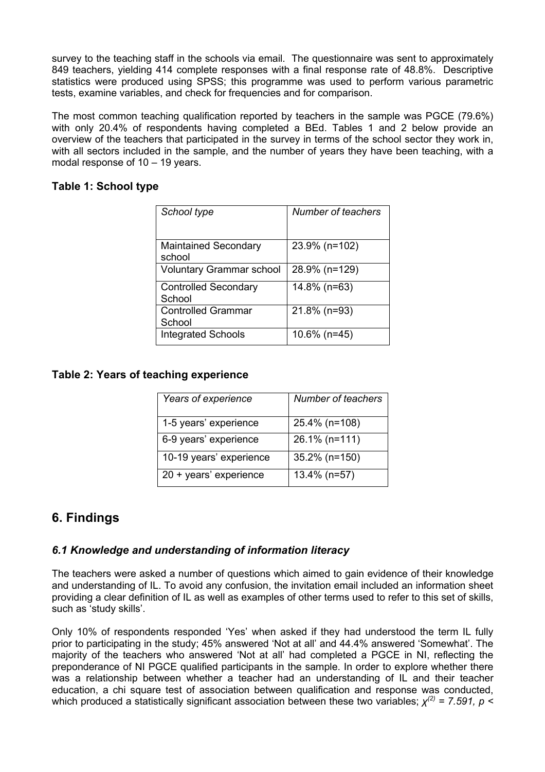survey to the teaching staff in the schools via email. The questionnaire was sent to approximately 849 teachers, yielding 414 complete responses with a final response rate of 48.8%. Descriptive statistics were produced using SPSS; this programme was used to perform various parametric tests, examine variables, and check for frequencies and for comparison.

The most common teaching qualification reported by teachers in the sample was PGCE (79.6%) with only 20.4% of respondents having completed a BEd. Tables 1 and 2 below provide an overview of the teachers that participated in the survey in terms of the school sector they work in, with all sectors included in the sample, and the number of years they have been teaching, with a modal response of 10 – 19 years.

**Table 1: School type**

| *School type* | *Number of teachers* |
|---|---|
| Maintained Secondary school | 23.9% (n=102) |
| Voluntary Grammar school | 28.9% (n=129) |
| Controlled Secondary School | 14.8% (n=63) |
| Controlled Grammar School | 21.8% (n=93) |
| Integrated Schools | 10.6% (n=45) |

**Table 2: Years of teaching experience**

| *Years of experience* | *Number of teachers* |
|---|---|
| 1-5 years' experience | 25.4% (n=108) |
| 6-9 years' experience | 26.1% (n=111) |
| 10-19 years' experience | 35.2% (n=150) |
| 20 + years' experience | 13.4% (n=57) |

## 6. Findings

### *6.1 Knowledge and understanding of information literacy*

The teachers were asked a number of questions which aimed to gain evidence of their knowledge and understanding of IL. To avoid any confusion, the invitation email included an information sheet providing a clear definition of IL as well as examples of other terms used to refer to this set of skills, such as 'study skills'.

Only 10% of respondents responded 'Yes' when asked if they had understood the term IL fully prior to participating in the study; 45% answered 'Not at all' and 44.4% answered 'Somewhat'. The majority of the teachers who answered 'Not at all' had completed a PGCE in NI, reflecting the preponderance of NI PGCE qualified participants in the sample. In order to explore whether there was a relationship between whether a teacher had an understanding of IL and their teacher education, a chi square test of association between qualification and response was conducted, which produced a statistically significant association between these two variables; $\chi^{(2)} = 7.591, p <$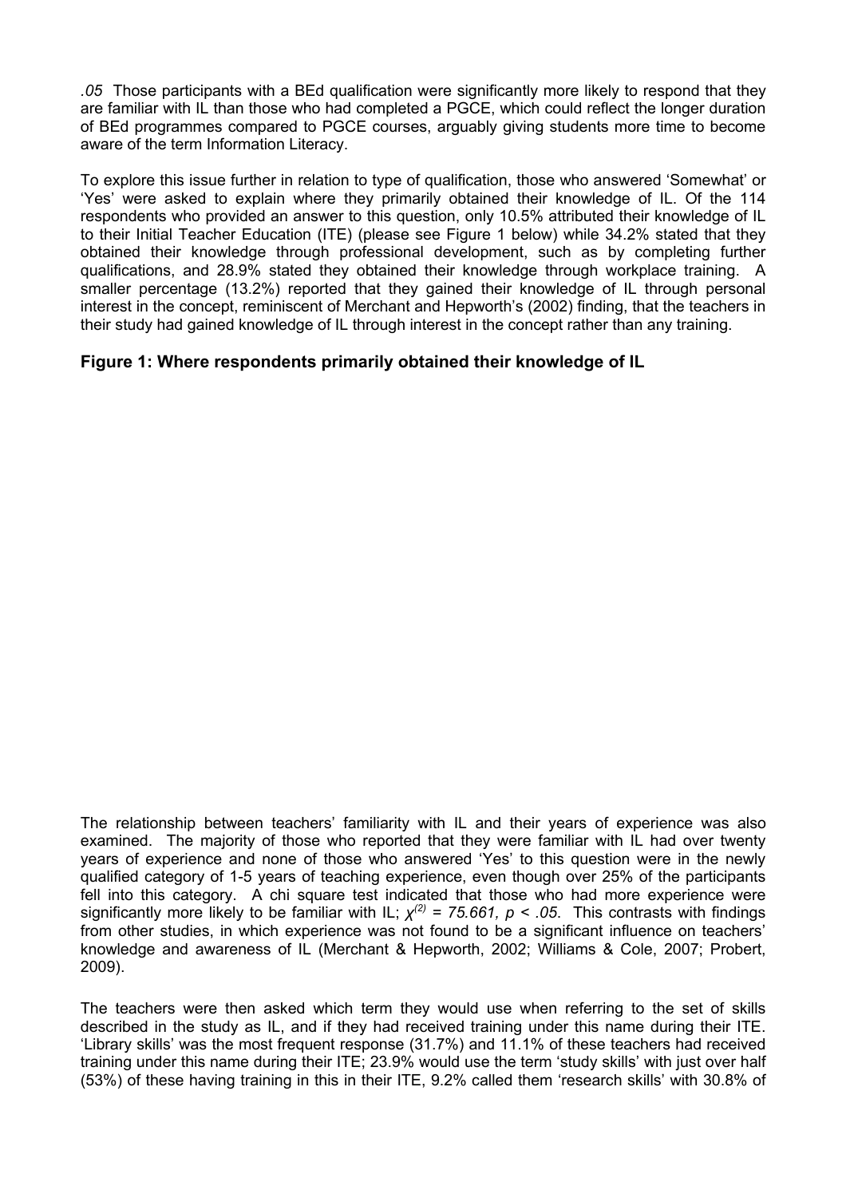*.05* Those participants with a BEd qualification were significantly more likely to respond that they are familiar with IL than those who had completed a PGCE, which could reflect the longer duration of BEd programmes compared to PGCE courses, arguably giving students more time to become aware of the term Information Literacy.

To explore this issue further in relation to type of qualification, those who answered 'Somewhat' or 'Yes' were asked to explain where they primarily obtained their knowledge of IL. Of the 114 respondents who provided an answer to this question, only 10.5% attributed their knowledge of IL to their Initial Teacher Education (ITE) (please see Figure 1 below) while 34.2% stated that they obtained their knowledge through professional development, such as by completing further qualifications, and 28.9% stated they obtained their knowledge through workplace training. A smaller percentage (13.2%) reported that they gained their knowledge of IL through personal interest in the concept, reminiscent of Merchant and Hepworth's (2002) finding, that the teachers in their study had gained knowledge of IL through interest in the concept rather than any training.

**Figure 1: Where respondents primarily obtained their knowledge of IL**

The relationship between teachers' familiarity with IL and their years of experience was also examined. The majority of those who reported that they were familiar with IL had over twenty years of experience and none of those who answered 'Yes' to this question were in the newly qualified category of 1-5 years of teaching experience, even though over 25% of the participants fell into this category. A chi square test indicated that those who had more experience were significantly more likely to be familiar with IL; $\chi^{(2)} = 75.661$, $p < .05$. This contrasts with findings from other studies, in which experience was not found to be a significant influence on teachers' knowledge and awareness of IL (Merchant & Hepworth, 2002; Williams & Cole, 2007; Probert, 2009).

The teachers were then asked which term they would use when referring to the set of skills described in the study as IL, and if they had received training under this name during their ITE. 'Library skills' was the most frequent response (31.7%) and 11.1% of these teachers had received training under this name during their ITE; 23.9% would use the term 'study skills' with just over half (53%) of these having training in this in their ITE, 9.2% called them 'research skills' with 30.8% of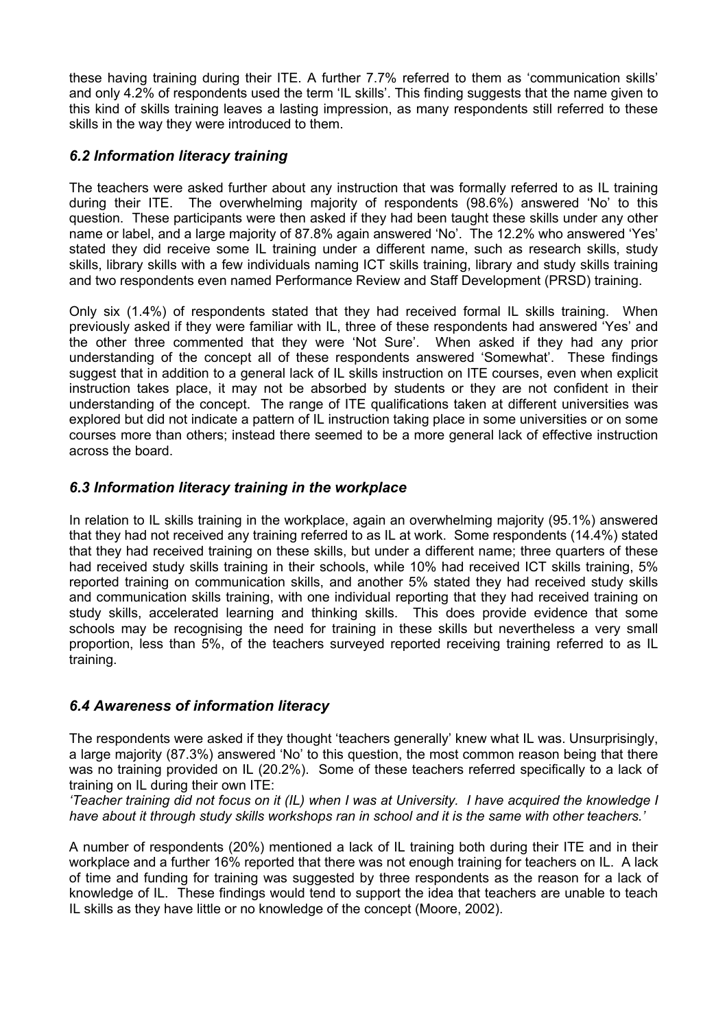these having training during their ITE. A further 7.7% referred to them as 'communication skills' and only 4.2% of respondents used the term 'IL skills'. This finding suggests that the name given to this kind of skills training leaves a lasting impression, as many respondents still referred to these skills in the way they were introduced to them.

### *6.2 Information literacy training*

The teachers were asked further about any instruction that was formally referred to as IL training during their ITE. The overwhelming majority of respondents (98.6%) answered 'No' to this question. These participants were then asked if they had been taught these skills under any other name or label, and a large majority of 87.8% again answered 'No'. The 12.2% who answered 'Yes' stated they did receive some IL training under a different name, such as research skills, study skills, library skills with a few individuals naming ICT skills training, library and study skills training and two respondents even named Performance Review and Staff Development (PRSD) training.

Only six (1.4%) of respondents stated that they had received formal IL skills training. When previously asked if they were familiar with IL, three of these respondents had answered 'Yes' and the other three commented that they were 'Not Sure'. When asked if they had any prior understanding of the concept all of these respondents answered 'Somewhat'. These findings suggest that in addition to a general lack of IL skills instruction on ITE courses, even when explicit instruction takes place, it may not be absorbed by students or they are not confident in their understanding of the concept. The range of ITE qualifications taken at different universities was explored but did not indicate a pattern of IL instruction taking place in some universities or on some courses more than others; instead there seemed to be a more general lack of effective instruction across the board.

### *6.3 Information literacy training in the workplace*

In relation to IL skills training in the workplace, again an overwhelming majority (95.1%) answered that they had not received any training referred to as IL at work. Some respondents (14.4%) stated that they had received training on these skills, but under a different name; three quarters of these had received study skills training in their schools, while 10% had received ICT skills training, 5% reported training on communication skills, and another 5% stated they had received study skills and communication skills training, with one individual reporting that they had received training on study skills, accelerated learning and thinking skills. This does provide evidence that some schools may be recognising the need for training in these skills but nevertheless a very small proportion, less than 5%, of the teachers surveyed reported receiving training referred to as IL training.

### *6.4 Awareness of information literacy*

The respondents were asked if they thought 'teachers generally' knew what IL was. Unsurprisingly, a large majority (87.3%) answered 'No' to this question, the most common reason being that there was no training provided on IL (20.2%). Some of these teachers referred specifically to a lack of training on IL during their own ITE:

*'Teacher training did not focus on it (IL) when I was at University. I have acquired the knowledge I have about it through study skills workshops ran in school and it is the same with other teachers.'*

A number of respondents (20%) mentioned a lack of IL training both during their ITE and in their workplace and a further 16% reported that there was not enough training for teachers on IL. A lack of time and funding for training was suggested by three respondents as the reason for a lack of knowledge of IL. These findings would tend to support the idea that teachers are unable to teach IL skills as they have little or no knowledge of the concept (Moore, 2002).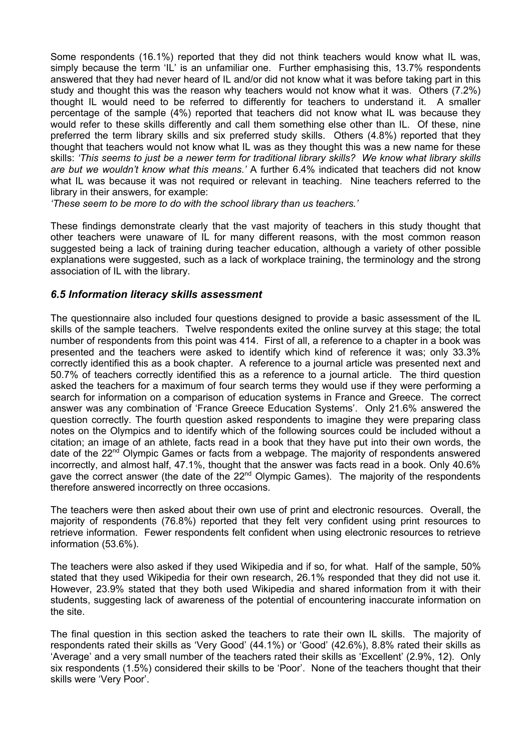Some respondents (16.1%) reported that they did not think teachers would know what IL was, simply because the term 'IL' is an unfamiliar one. Further emphasising this, 13.7% respondents answered that they had never heard of IL and/or did not know what it was before taking part in this study and thought this was the reason why teachers would not know what it was. Others (7.2%) thought IL would need to be referred to differently for teachers to understand it. A smaller percentage of the sample (4%) reported that teachers did not know what IL was because they would refer to these skills differently and call them something else other than IL. Of these, nine preferred the term library skills and six preferred study skills. Others (4.8%) reported that they thought that teachers would not know what IL was as they thought this was a new name for these skills: *'This seems to just be a newer term for traditional library skills? We know what library skills are but we wouldn't know what this means.'* A further 6.4% indicated that teachers did not know what IL was because it was not required or relevant in teaching. Nine teachers referred to the library in their answers, for example:

*'These seem to be more to do with the school library than us teachers.'*

These findings demonstrate clearly that the vast majority of teachers in this study thought that other teachers were unaware of IL for many different reasons, with the most common reason suggested being a lack of training during teacher education, although a variety of other possible explanations were suggested, such as a lack of workplace training, the terminology and the strong association of IL with the library.

### *6.5 Information literacy skills assessment*

The questionnaire also included four questions designed to provide a basic assessment of the IL skills of the sample teachers. Twelve respondents exited the online survey at this stage; the total number of respondents from this point was 414. First of all, a reference to a chapter in a book was presented and the teachers were asked to identify which kind of reference it was; only 33.3% correctly identified this as a book chapter. A reference to a journal article was presented next and 50.7% of teachers correctly identified this as a reference to a journal article. The third question asked the teachers for a maximum of four search terms they would use if they were performing a search for information on a comparison of education systems in France and Greece. The correct answer was any combination of 'France Greece Education Systems'. Only 21.6% answered the question correctly. The fourth question asked respondents to imagine they were preparing class notes on the Olympics and to identify which of the following sources could be included without a citation; an image of an athlete, facts read in a book that they have put into their own words, the date of the 22nd Olympic Games or facts from a webpage. The majority of respondents answered incorrectly, and almost half, 47.1%, thought that the answer was facts read in a book. Only 40.6% gave the correct answer (the date of the 22nd Olympic Games). The majority of the respondents therefore answered incorrectly on three occasions.

The teachers were then asked about their own use of print and electronic resources. Overall, the majority of respondents (76.8%) reported that they felt very confident using print resources to retrieve information. Fewer respondents felt confident when using electronic resources to retrieve information (53.6%).

The teachers were also asked if they used Wikipedia and if so, for what. Half of the sample, 50% stated that they used Wikipedia for their own research, 26.1% responded that they did not use it. However, 23.9% stated that they both used Wikipedia and shared information from it with their students, suggesting lack of awareness of the potential of encountering inaccurate information on the site.

The final question in this section asked the teachers to rate their own IL skills. The majority of respondents rated their skills as 'Very Good' (44.1%) or 'Good' (42.6%), 8.8% rated their skills as 'Average' and a very small number of the teachers rated their skills as 'Excellent' (2.9%, 12). Only six respondents (1.5%) considered their skills to be 'Poor'. None of the teachers thought that their skills were 'Very Poor'.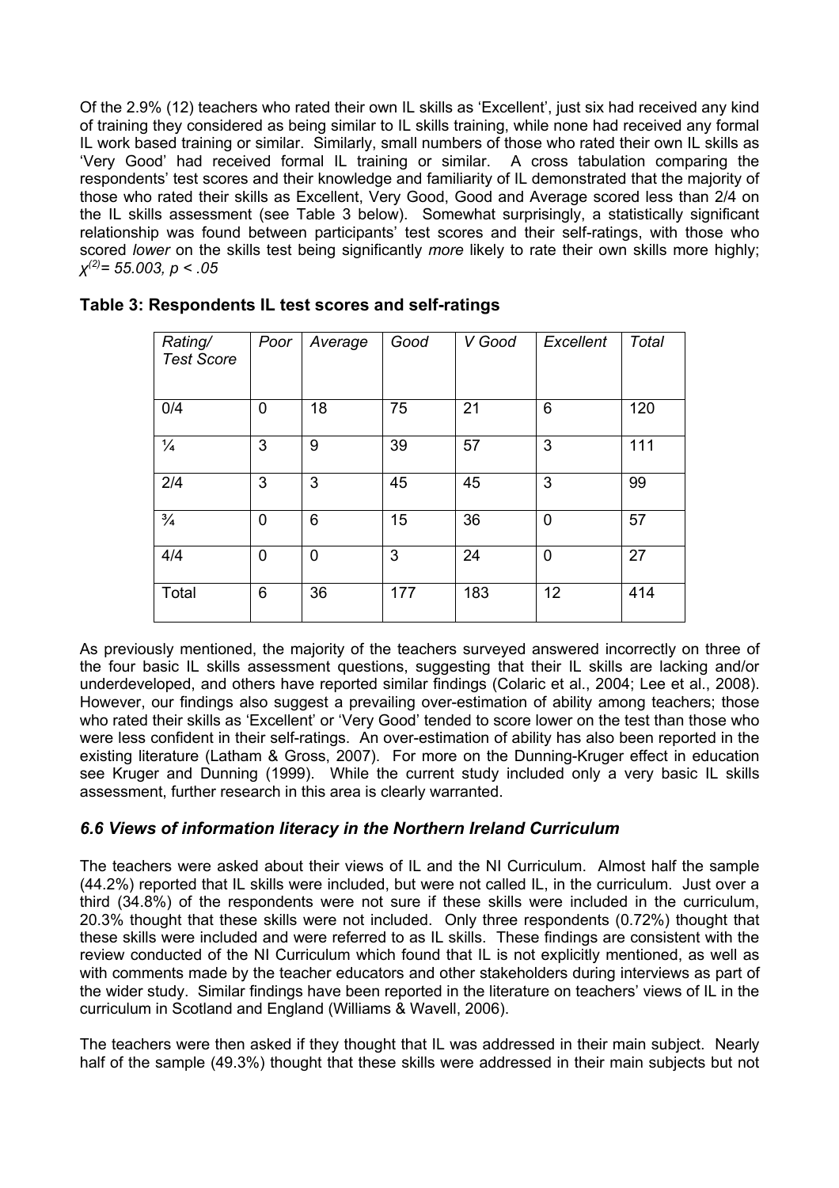Of the 2.9% (12) teachers who rated their own IL skills as 'Excellent', just six had received any kind of training they considered as being similar to IL skills training, while none had received any formal IL work based training or similar. Similarly, small numbers of those who rated their own IL skills as 'Very Good' had received formal IL training or similar. A cross tabulation comparing the respondents' test scores and their knowledge and familiarity of IL demonstrated that the majority of those who rated their skills as Excellent, Very Good, Good and Average scored less than 2/4 on the IL skills assessment (see Table 3 below). Somewhat surprisingly, a statistically significant relationship was found between participants' test scores and their self-ratings, with those who scored *lower* on the skills test being significantly *more* likely to rate their own skills more highly; $\chi^{(2)} = 55.003$, $p < .05$

**Table 3: Respondents IL test scores and self-ratings**

| *Rating/ Test Score* | *Poor* | *Average* | *Good* | *V Good* | *Excellent* | *Total* |
|---|---|---|---|---|---|---|
| 0/4 | 0 | 18 | 75 | 21 | 6 | 120 |
| ¼ | 3 | 9 | 39 | 57 | 3 | 111 |
| 2/4 | 3 | 3 | 45 | 45 | 3 | 99 |
| ¾ | 0 | 6 | 15 | 36 | 0 | 57 |
| 4/4 | 0 | 0 | 3 | 24 | 0 | 27 |
| Total | 6 | 36 | 177 | 183 | 12 | 414 |

As previously mentioned, the majority of the teachers surveyed answered incorrectly on three of the four basic IL skills assessment questions, suggesting that their IL skills are lacking and/or underdeveloped, and others have reported similar findings (Colaric et al., 2004; Lee et al., 2008). However, our findings also suggest a prevailing over-estimation of ability among teachers; those who rated their skills as 'Excellent' or 'Very Good' tended to score lower on the test than those who were less confident in their self-ratings. An over-estimation of ability has also been reported in the existing literature (Latham & Gross, 2007). For more on the Dunning-Kruger effect in education see Kruger and Dunning (1999). While the current study included only a very basic IL skills assessment, further research in this area is clearly warranted.

### *6.6 Views of information literacy in the Northern Ireland Curriculum*

The teachers were asked about their views of IL and the NI Curriculum. Almost half the sample (44.2%) reported that IL skills were included, but were not called IL, in the curriculum. Just over a third (34.8%) of the respondents were not sure if these skills were included in the curriculum, 20.3% thought that these skills were not included. Only three respondents (0.72%) thought that these skills were included and were referred to as IL skills. These findings are consistent with the review conducted of the NI Curriculum which found that IL is not explicitly mentioned, as well as with comments made by the teacher educators and other stakeholders during interviews as part of the wider study. Similar findings have been reported in the literature on teachers' views of IL in the curriculum in Scotland and England (Williams & Wavell, 2006).

The teachers were then asked if they thought that IL was addressed in their main subject. Nearly half of the sample (49.3%) thought that these skills were addressed in their main subjects but not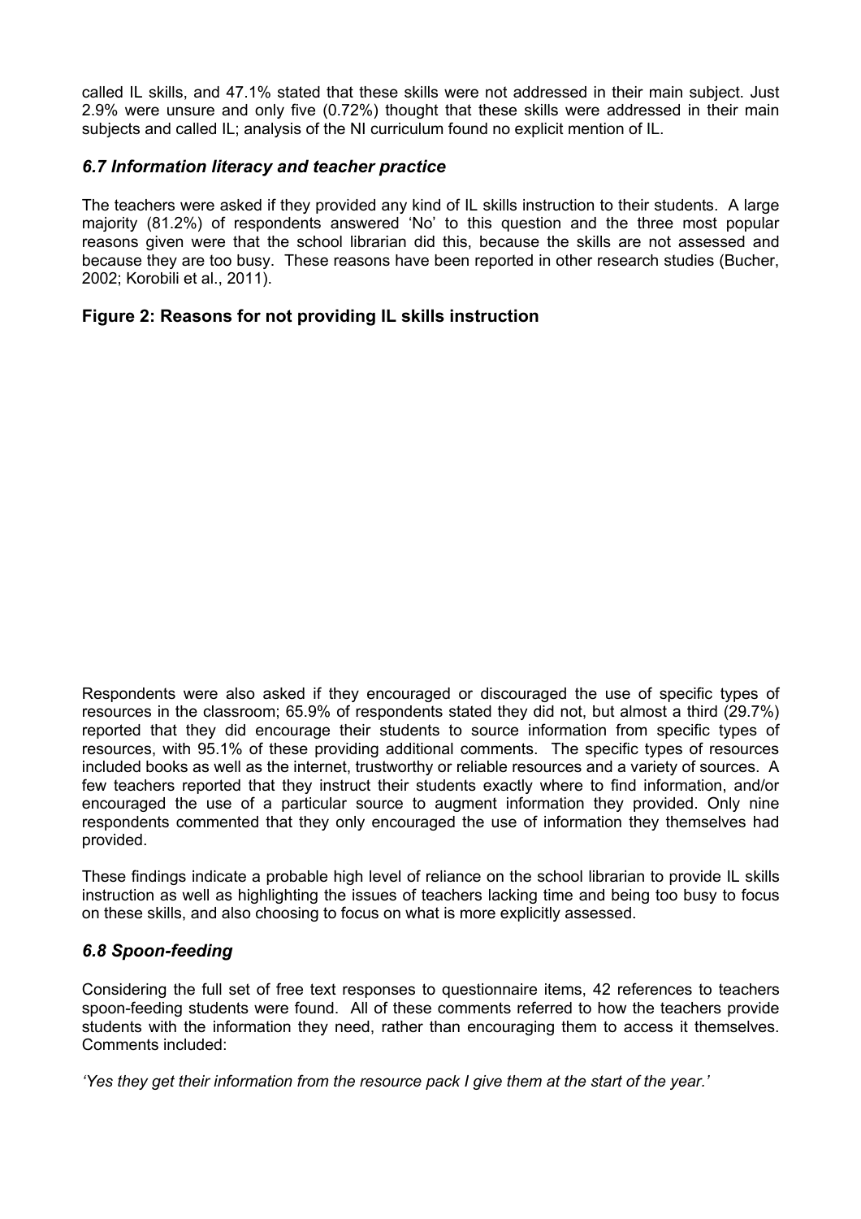called IL skills, and 47.1% stated that these skills were not addressed in their main subject. Just 2.9% were unsure and only five (0.72%) thought that these skills were addressed in their main subjects and called IL; analysis of the NI curriculum found no explicit mention of IL.

### *6.7 Information literacy and teacher practice*

The teachers were asked if they provided any kind of IL skills instruction to their students. A large majority (81.2%) of respondents answered 'No' to this question and the three most popular reasons given were that the school librarian did this, because the skills are not assessed and because they are too busy. These reasons have been reported in other research studies (Bucher, 2002; Korobili et al., 2011).

**Figure 2: Reasons for not providing IL skills instruction**

Respondents were also asked if they encouraged or discouraged the use of specific types of resources in the classroom; 65.9% of respondents stated they did not, but almost a third (29.7%) reported that they did encourage their students to source information from specific types of resources, with 95.1% of these providing additional comments. The specific types of resources included books as well as the internet, trustworthy or reliable resources and a variety of sources. A few teachers reported that they instruct their students exactly where to find information, and/or encouraged the use of a particular source to augment information they provided. Only nine respondents commented that they only encouraged the use of information they themselves had provided.

These findings indicate a probable high level of reliance on the school librarian to provide IL skills instruction as well as highlighting the issues of teachers lacking time and being too busy to focus on these skills, and also choosing to focus on what is more explicitly assessed.

### *6.8 Spoon-feeding*

Considering the full set of free text responses to questionnaire items, 42 references to teachers spoon-feeding students were found. All of these comments referred to how the teachers provide students with the information they need, rather than encouraging them to access it themselves. Comments included:

*'Yes they get their information from the resource pack I give them at the start of the year.'*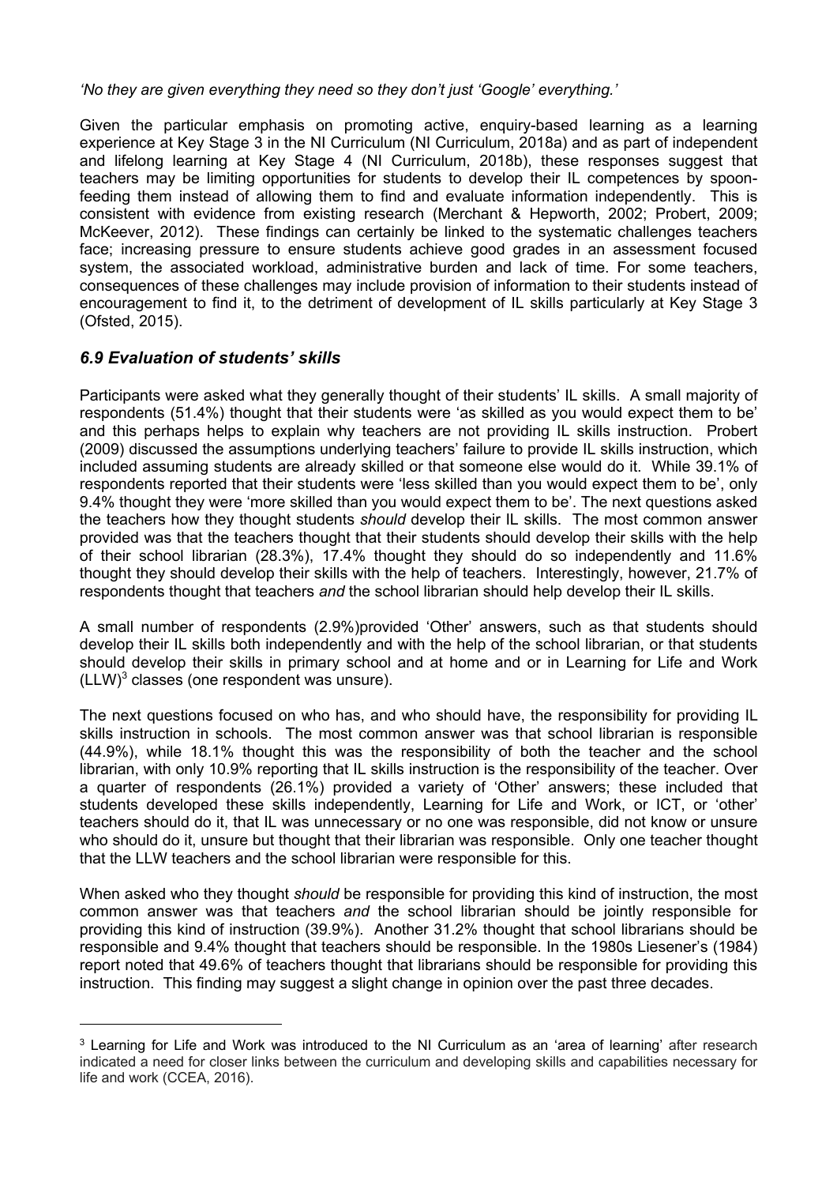*'No they are given everything they need so they don't just 'Google' everything.'*

Given the particular emphasis on promoting active, enquiry-based learning as a learning experience at Key Stage 3 in the NI Curriculum (NI Curriculum, 2018a) and as part of independent and lifelong learning at Key Stage 4 (NI Curriculum, 2018b), these responses suggest that teachers may be limiting opportunities for students to develop their IL competences by spoon-feeding them instead of allowing them to find and evaluate information independently. This is consistent with evidence from existing research (Merchant & Hepworth, 2002; Probert, 2009; McKeever, 2012). These findings can certainly be linked to the systematic challenges teachers face; increasing pressure to ensure students achieve good grades in an assessment focused system, the associated workload, administrative burden and lack of time. For some teachers, consequences of these challenges may include provision of information to their students instead of encouragement to find it, to the detriment of development of IL skills particularly at Key Stage 3 (Ofsted, 2015).

### *6.9 Evaluation of students' skills*

Participants were asked what they generally thought of their students' IL skills. A small majority of respondents (51.4%) thought that their students were 'as skilled as you would expect them to be' and this perhaps helps to explain why teachers are not providing IL skills instruction. Probert (2009) discussed the assumptions underlying teachers' failure to provide IL skills instruction, which included assuming students are already skilled or that someone else would do it. While 39.1% of respondents reported that their students were 'less skilled than you would expect them to be', only 9.4% thought they were 'more skilled than you would expect them to be'. The next questions asked the teachers how they thought students *should* develop their IL skills. The most common answer provided was that the teachers thought that their students should develop their skills with the help of their school librarian (28.3%), 17.4% thought they should do so independently and 11.6% thought they should develop their skills with the help of teachers. Interestingly, however, 21.7% of respondents thought that teachers *and* the school librarian should help develop their IL skills.

A small number of respondents (2.9%)provided 'Other' answers, such as that students should develop their IL skills both independently and with the help of the school librarian, or that students should develop their skills in primary school and at home and or in Learning for Life and Work (LLW)[3] classes (one respondent was unsure).

The next questions focused on who has, and who should have, the responsibility for providing IL skills instruction in schools. The most common answer was that school librarian is responsible (44.9%), while 18.1% thought this was the responsibility of both the teacher and the school librarian, with only 10.9% reporting that IL skills instruction is the responsibility of the teacher. Over a quarter of respondents (26.1%) provided a variety of 'Other' answers; these included that students developed these skills independently, Learning for Life and Work, or ICT, or 'other' teachers should do it, that IL was unnecessary or no one was responsible, did not know or unsure who should do it, unsure but thought that their librarian was responsible. Only one teacher thought that the LLW teachers and the school librarian were responsible for this.

When asked who they thought *should* be responsible for providing this kind of instruction, the most common answer was that teachers *and* the school librarian should be jointly responsible for providing this kind of instruction (39.9%). Another 31.2% thought that school librarians should be responsible and 9.4% thought that teachers should be responsible. In the 1980s Liesener's (1984) report noted that 49.6% of teachers thought that librarians should be responsible for providing this instruction. This finding may suggest a slight change in opinion over the past three decades.

[3] Learning for Life and Work was introduced to the NI Curriculum as an 'area of learning' after research indicated a need for closer links between the curriculum and developing skills and capabilities necessary for life and work (CCEA, 2016).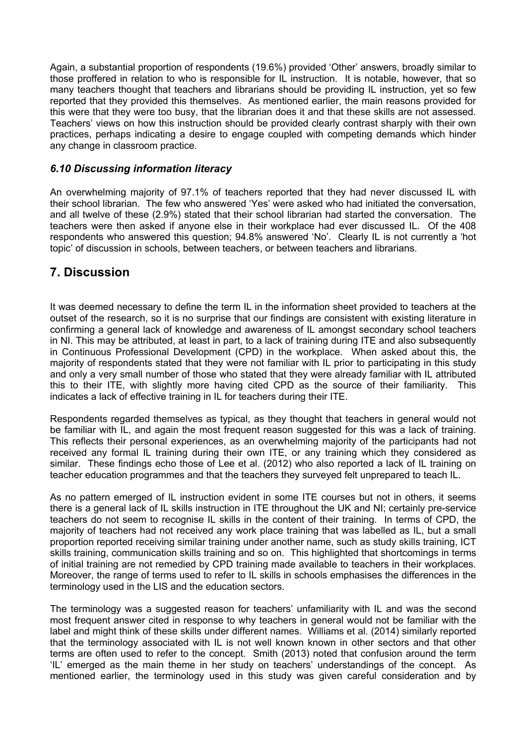Again, a substantial proportion of respondents (19.6%) provided 'Other' answers, broadly similar to those proffered in relation to who is responsible for IL instruction. It is notable, however, that so many teachers thought that teachers and librarians should be providing IL instruction, yet so few reported that they provided this themselves. As mentioned earlier, the main reasons provided for this were that they were too busy, that the librarian does it and that these skills are not assessed. Teachers' views on how this instruction should be provided clearly contrast sharply with their own practices, perhaps indicating a desire to engage coupled with competing demands which hinder any change in classroom practice.

### *6.10 Discussing information literacy*

An overwhelming majority of 97.1% of teachers reported that they had never discussed IL with their school librarian. The few who answered 'Yes' were asked who had initiated the conversation, and all twelve of these (2.9%) stated that their school librarian had started the conversation. The teachers were then asked if anyone else in their workplace had ever discussed IL. Of the 408 respondents who answered this question; 94.8% answered 'No'. Clearly IL is not currently a 'hot topic' of discussion in schools, between teachers, or between teachers and librarians.

## 7. Discussion

It was deemed necessary to define the term IL in the information sheet provided to teachers at the outset of the research, so it is no surprise that our findings are consistent with existing literature in confirming a general lack of knowledge and awareness of IL amongst secondary school teachers in NI. This may be attributed, at least in part, to a lack of training during ITE and also subsequently in Continuous Professional Development (CPD) in the workplace. When asked about this, the majority of respondents stated that they were not familiar with IL prior to participating in this study and only a very small number of those who stated that they were already familiar with IL attributed this to their ITE, with slightly more having cited CPD as the source of their familiarity. This indicates a lack of effective training in IL for teachers during their ITE.

Respondents regarded themselves as typical, as they thought that teachers in general would not be familiar with IL, and again the most frequent reason suggested for this was a lack of training. This reflects their personal experiences, as an overwhelming majority of the participants had not received any formal IL training during their own ITE, or any training which they considered as similar. These findings echo those of Lee et al. (2012) who also reported a lack of IL training on teacher education programmes and that the teachers they surveyed felt unprepared to teach IL.

As no pattern emerged of IL instruction evident in some ITE courses but not in others, it seems there is a general lack of IL skills instruction in ITE throughout the UK and NI; certainly pre-service teachers do not seem to recognise IL skills in the content of their training. In terms of CPD, the majority of teachers had not received any work place training that was labelled as IL, but a small proportion reported receiving similar training under another name, such as study skills training, ICT skills training, communication skills training and so on. This highlighted that shortcomings in terms of initial training are not remedied by CPD training made available to teachers in their workplaces. Moreover, the range of terms used to refer to IL skills in schools emphasises the differences in the terminology used in the LIS and the education sectors.

The terminology was a suggested reason for teachers' unfamiliarity with IL and was the second most frequent answer cited in response to why teachers in general would not be familiar with the label and might think of these skills under different names. Williams et al. (2014) similarly reported that the terminology associated with IL is not well known known in other sectors and that other terms are often used to refer to the concept. Smith (2013) noted that confusion around the term 'IL' emerged as the main theme in her study on teachers' understandings of the concept. As mentioned earlier, the terminology used in this study was given careful consideration and by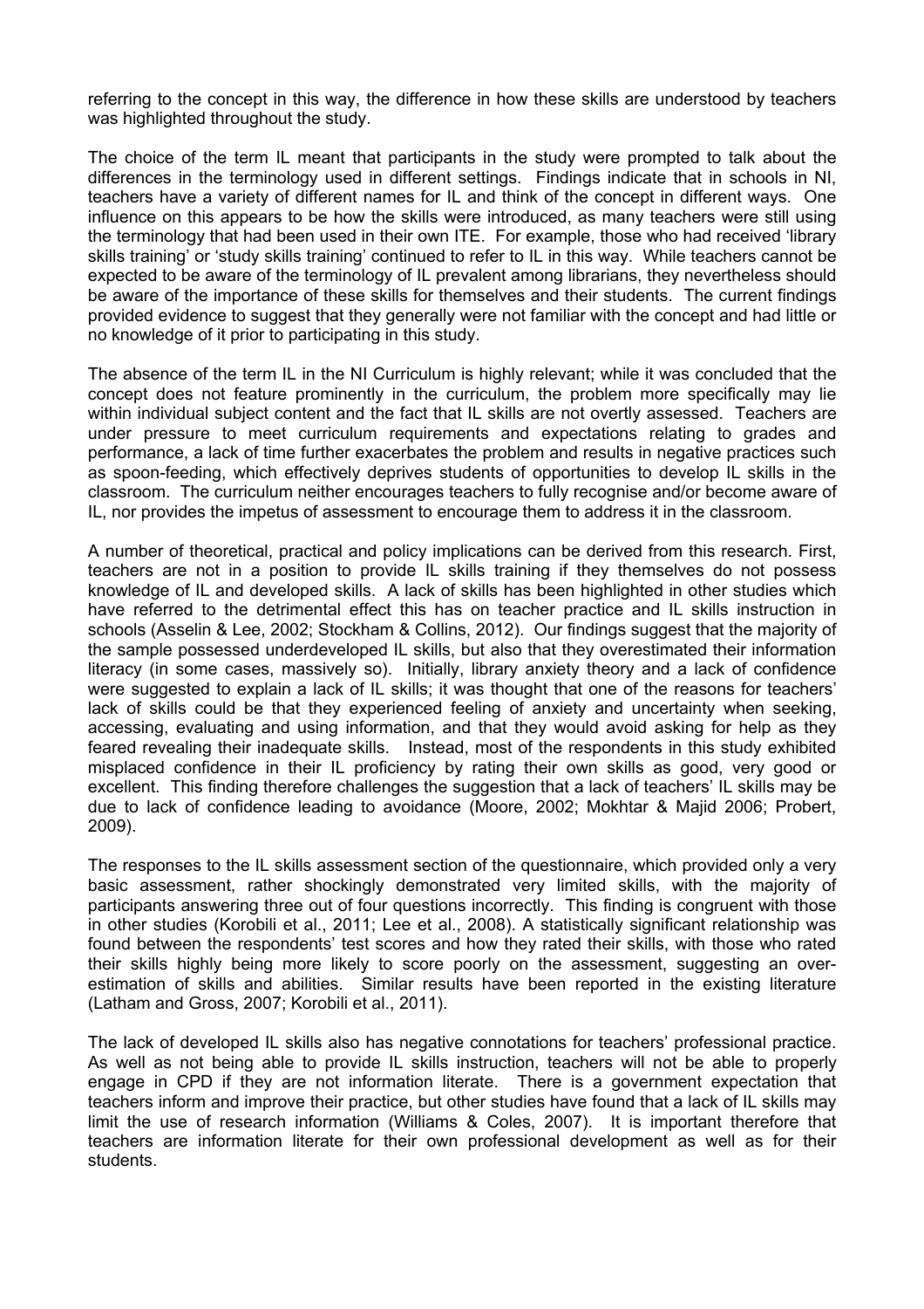referring to the concept in this way, the difference in how these skills are understood by teachers was highlighted throughout the study.

The choice of the term IL meant that participants in the study were prompted to talk about the differences in the terminology used in different settings. Findings indicate that in schools in NI, teachers have a variety of different names for IL and think of the concept in different ways. One influence on this appears to be how the skills were introduced, as many teachers were still using the terminology that had been used in their own ITE. For example, those who had received 'library skills training' or 'study skills training' continued to refer to IL in this way. While teachers cannot be expected to be aware of the terminology of IL prevalent among librarians, they nevertheless should be aware of the importance of these skills for themselves and their students. The current findings provided evidence to suggest that they generally were not familiar with the concept and had little or no knowledge of it prior to participating in this study.

The absence of the term IL in the NI Curriculum is highly relevant; while it was concluded that the concept does not feature prominently in the curriculum, the problem more specifically may lie within individual subject content and the fact that IL skills are not overtly assessed. Teachers are under pressure to meet curriculum requirements and expectations relating to grades and performance, a lack of time further exacerbates the problem and results in negative practices such as spoon-feeding, which effectively deprives students of opportunities to develop IL skills in the classroom. The curriculum neither encourages teachers to fully recognise and/or become aware of IL, nor provides the impetus of assessment to encourage them to address it in the classroom.

A number of theoretical, practical and policy implications can be derived from this research. First, teachers are not in a position to provide IL skills training if they themselves do not possess knowledge of IL and developed skills. A lack of skills has been highlighted in other studies which have referred to the detrimental effect this has on teacher practice and IL skills instruction in schools (Asselin & Lee, 2002; Stockham & Collins, 2012). Our findings suggest that the majority of the sample possessed underdeveloped IL skills, but also that they overestimated their information literacy (in some cases, massively so). Initially, library anxiety theory and a lack of confidence were suggested to explain a lack of IL skills; it was thought that one of the reasons for teachers' lack of skills could be that they experienced feeling of anxiety and uncertainty when seeking, accessing, evaluating and using information, and that they would avoid asking for help as they feared revealing their inadequate skills. Instead, most of the respondents in this study exhibited misplaced confidence in their IL proficiency by rating their own skills as good, very good or excellent. This finding therefore challenges the suggestion that a lack of teachers' IL skills may be due to lack of confidence leading to avoidance (Moore, 2002; Mokhtar & Majid 2006; Probert, 2009).

The responses to the IL skills assessment section of the questionnaire, which provided only a very basic assessment, rather shockingly demonstrated very limited skills, with the majority of participants answering three out of four questions incorrectly. This finding is congruent with those in other studies (Korobili et al., 2011; Lee et al., 2008). A statistically significant relationship was found between the respondents' test scores and how they rated their skills, with those who rated their skills highly being more likely to score poorly on the assessment, suggesting an over-estimation of skills and abilities. Similar results have been reported in the existing literature (Latham and Gross, 2007; Korobili et al., 2011).

The lack of developed IL skills also has negative connotations for teachers' professional practice. As well as not being able to provide IL skills instruction, teachers will not be able to properly engage in CPD if they are not information literate. There is a government expectation that teachers inform and improve their practice, but other studies have found that a lack of IL skills may limit the use of research information (Williams & Coles, 2007). It is important therefore that teachers are information literate for their own professional development as well as for their students.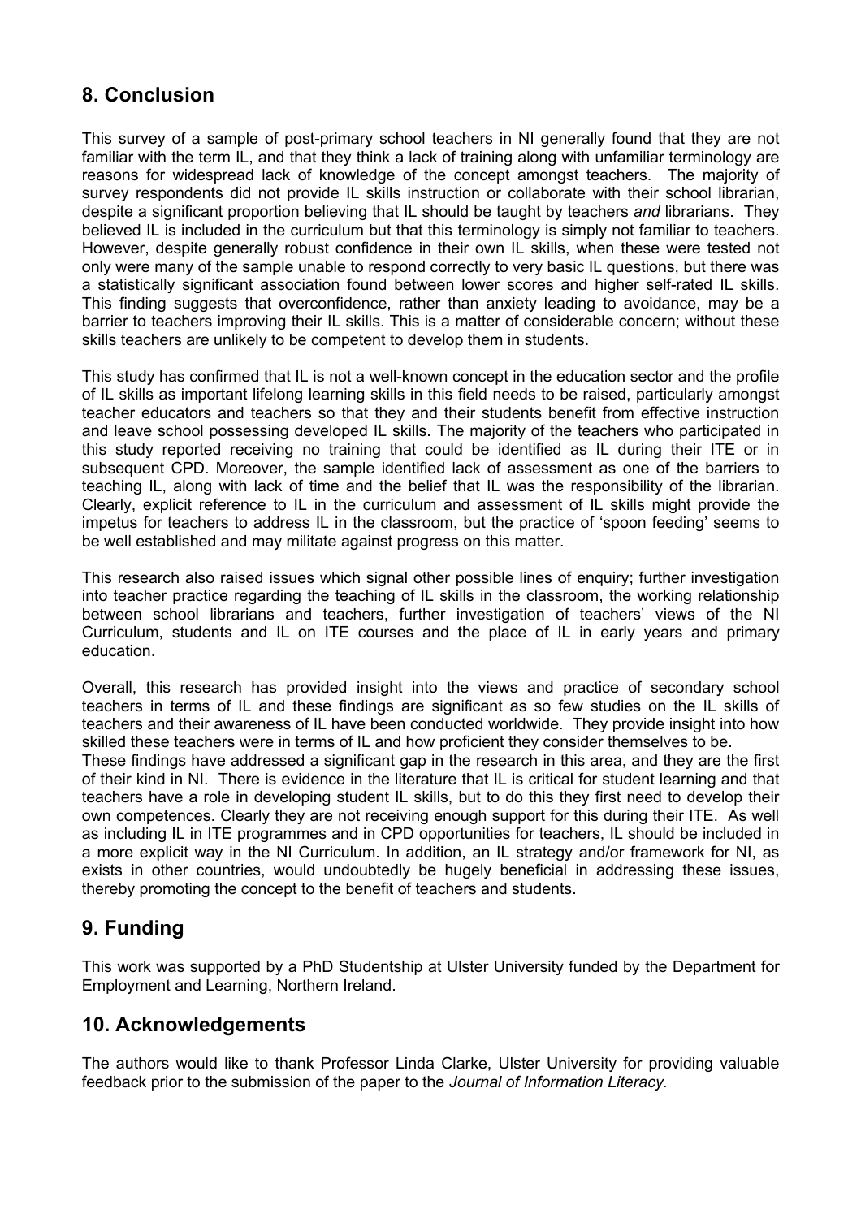## 8. Conclusion

This survey of a sample of post-primary school teachers in NI generally found that they are not familiar with the term IL, and that they think a lack of training along with unfamiliar terminology are reasons for widespread lack of knowledge of the concept amongst teachers. The majority of survey respondents did not provide IL skills instruction or collaborate with their school librarian, despite a significant proportion believing that IL should be taught by teachers *and* librarians. They believed IL is included in the curriculum but that this terminology is simply not familiar to teachers. However, despite generally robust confidence in their own IL skills, when these were tested not only were many of the sample unable to respond correctly to very basic IL questions, but there was a statistically significant association found between lower scores and higher self-rated IL skills. This finding suggests that overconfidence, rather than anxiety leading to avoidance, may be a barrier to teachers improving their IL skills. This is a matter of considerable concern; without these skills teachers are unlikely to be competent to develop them in students.

This study has confirmed that IL is not a well-known concept in the education sector and the profile of IL skills as important lifelong learning skills in this field needs to be raised, particularly amongst teacher educators and teachers so that they and their students benefit from effective instruction and leave school possessing developed IL skills. The majority of the teachers who participated in this study reported receiving no training that could be identified as IL during their ITE or in subsequent CPD. Moreover, the sample identified lack of assessment as one of the barriers to teaching IL, along with lack of time and the belief that IL was the responsibility of the librarian. Clearly, explicit reference to IL in the curriculum and assessment of IL skills might provide the impetus for teachers to address IL in the classroom, but the practice of 'spoon feeding' seems to be well established and may militate against progress on this matter.

This research also raised issues which signal other possible lines of enquiry; further investigation into teacher practice regarding the teaching of IL skills in the classroom, the working relationship between school librarians and teachers, further investigation of teachers' views of the NI Curriculum, students and IL on ITE courses and the place of IL in early years and primary education.

Overall, this research has provided insight into the views and practice of secondary school teachers in terms of IL and these findings are significant as so few studies on the IL skills of teachers and their awareness of IL have been conducted worldwide. They provide insight into how skilled these teachers were in terms of IL and how proficient they consider themselves to be.
These findings have addressed a significant gap in the research in this area, and they are the first of their kind in NI. There is evidence in the literature that IL is critical for student learning and that teachers have a role in developing student IL skills, but to do this they first need to develop their own competences. Clearly they are not receiving enough support for this during their ITE. As well as including IL in ITE programmes and in CPD opportunities for teachers, IL should be included in a more explicit way in the NI Curriculum. In addition, an IL strategy and/or framework for NI, as exists in other countries, would undoubtedly be hugely beneficial in addressing these issues, thereby promoting the concept to the benefit of teachers and students.

## 9. Funding

This work was supported by a PhD Studentship at Ulster University funded by the Department for Employment and Learning, Northern Ireland.

## 10. Acknowledgements

The authors would like to thank Professor Linda Clarke, Ulster University for providing valuable feedback prior to the submission of the paper to the *Journal of Information Literacy.*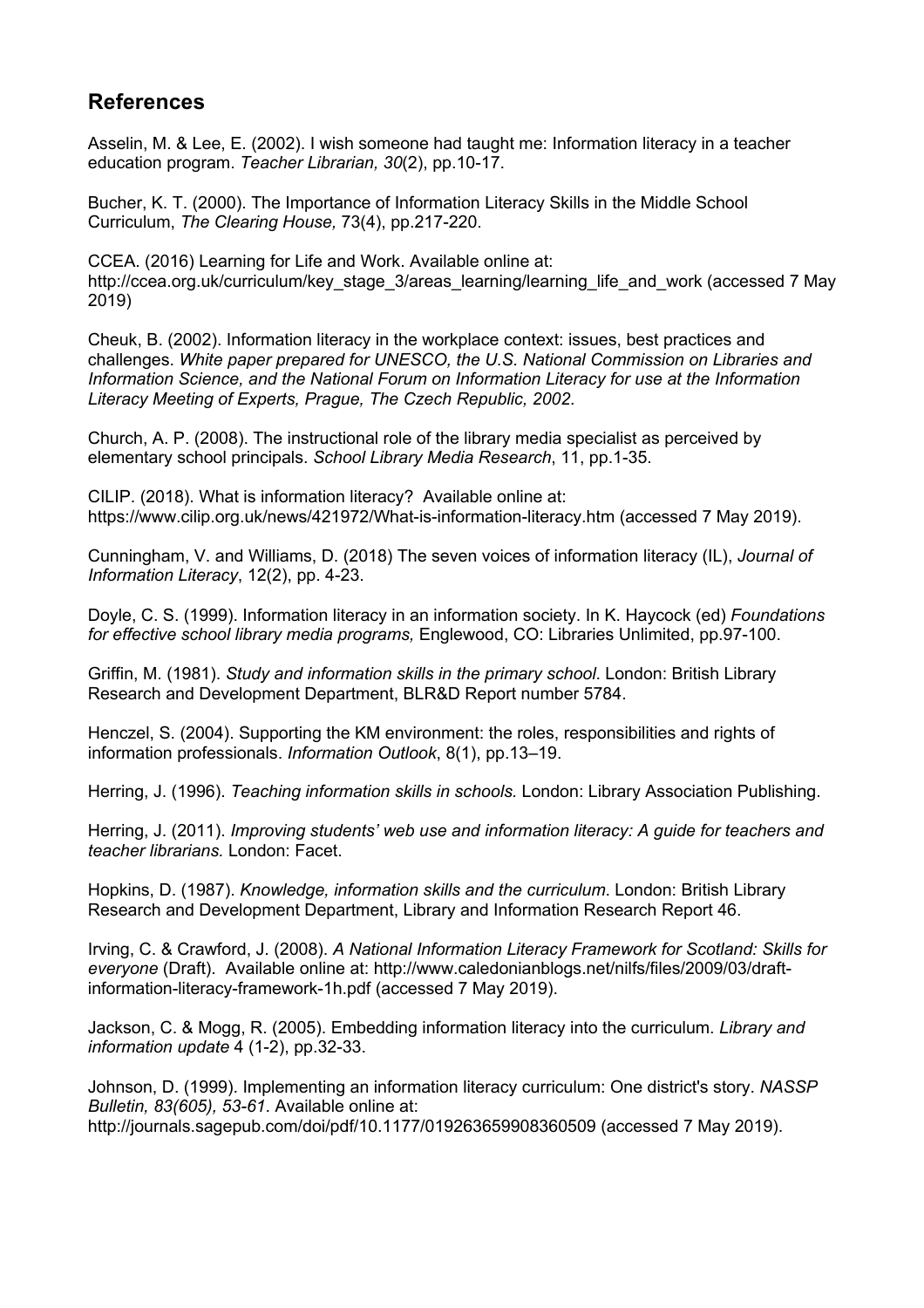## References

Asselin, M. & Lee, E. (2002). I wish someone had taught me: Information literacy in a teacher education program. *Teacher Librarian, 30*(2), pp.10-17.

Bucher, K. T. (2000). The Importance of Information Literacy Skills in the Middle School Curriculum, *The Clearing House,* 73(4), pp.217-220.

CCEA. (2016) Learning for Life and Work. Available online at: http://ccea.org.uk/curriculum/key_stage_3/areas_learning/learning_life_and_work (accessed 7 May 2019)

Cheuk, B. (2002). Information literacy in the workplace context: issues, best practices and challenges. *White paper prepared for UNESCO, the U.S. National Commission on Libraries and Information Science, and the National Forum on Information Literacy for use at the Information Literacy Meeting of Experts, Prague, The Czech Republic, 2002*.

Church, A. P. (2008). The instructional role of the library media specialist as perceived by elementary school principals. *School Library Media Research*, 11, pp.1-35.

CILIP. (2018). What is information literacy? Available online at: https://www.cilip.org.uk/news/421972/What-is-information-literacy.htm (accessed 7 May 2019).

Cunningham, V. and Williams, D. (2018) The seven voices of information literacy (IL), *Journal of Information Literacy*, 12(2), pp. 4-23.

Doyle, C. S. (1999). Information literacy in an information society. In K. Haycock (ed) *Foundations for effective school library media programs,* Englewood, CO: Libraries Unlimited, pp.97-100.

Griffin, M. (1981). *Study and information skills in the primary school*. London: British Library Research and Development Department, BLR&D Report number 5784.

Henczel, S. (2004). Supporting the KM environment: the roles, responsibilities and rights of information professionals. *Information Outlook*, 8(1), pp.13–19.

Herring, J. (1996). *Teaching information skills in schools.* London: Library Association Publishing.

Herring, J. (2011). *Improving students' web use and information literacy: A guide for teachers and teacher librarians.* London: Facet.

Hopkins, D. (1987). *Knowledge, information skills and the curriculum*. London: British Library Research and Development Department, Library and Information Research Report 46.

Irving, C. & Crawford, J. (2008). *A National Information Literacy Framework for Scotland: Skills for everyone* (Draft). Available online at: http://www.caledonianblogs.net/nilfs/files/2009/03/draft-information-literacy-framework-1h.pdf (accessed 7 May 2019).

Jackson, C. & Mogg, R. (2005). Embedding information literacy into the curriculum. *Library and information update* 4 (1-2), pp.32-33.

Johnson, D. (1999). Implementing an information literacy curriculum: One district's story. *NASSP Bulletin, 83(605), 53-61*. Available online at: http://journals.sagepub.com/doi/pdf/10.1177/019263659908360509 (accessed 7 May 2019).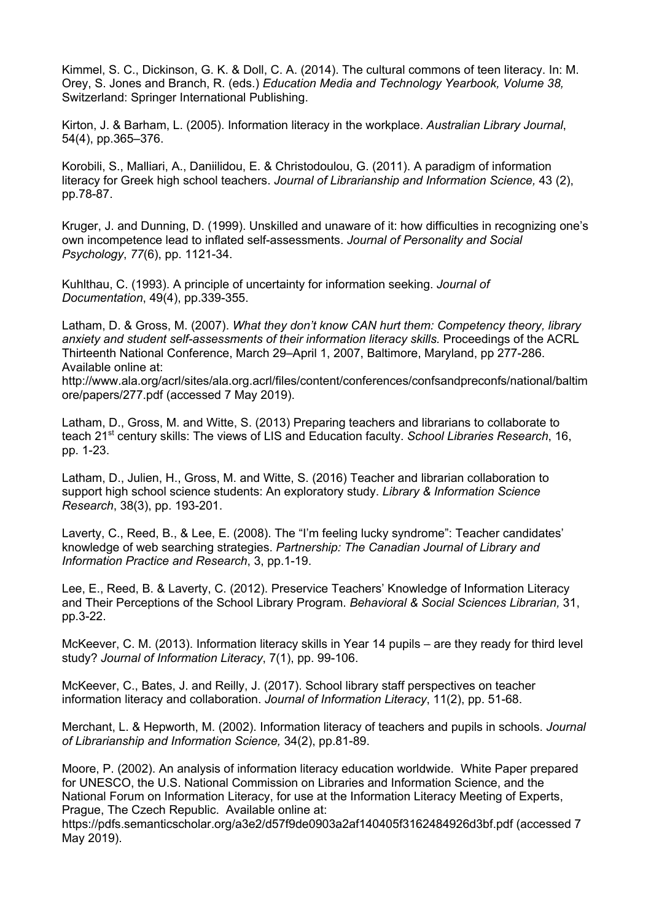Kimmel, S. C., Dickinson, G. K. & Doll, C. A. (2014). The cultural commons of teen literacy. In: M. Orey, S. Jones and Branch, R. (eds.) *Education Media and Technology Yearbook, Volume 38,* Switzerland: Springer International Publishing.

Kirton, J. & Barham, L. (2005). Information literacy in the workplace. *Australian Library Journal*, 54(4), pp.365–376.

Korobili, S., Malliari, A., Daniilidou, E. & Christodoulou, G. (2011). A paradigm of information literacy for Greek high school teachers. *Journal of Librarianship and Information Science,* 43 (2), pp.78-87.

Kruger, J. and Dunning, D. (1999). Unskilled and unaware of it: how difficulties in recognizing one's own incompetence lead to inflated self-assessments. *Journal of Personality and Social Psychology*, *77*(6), pp. 1121-34.

Kuhlthau, C. (1993). A principle of uncertainty for information seeking. *Journal of Documentation*, 49(4), pp.339-355.

Latham, D. & Gross, M. (2007). *What they don't know CAN hurt them: Competency theory, library anxiety and student self-assessments of their information literacy skills.* Proceedings of the ACRL Thirteenth National Conference, March 29–April 1, 2007, Baltimore, Maryland, pp 277-286. Available online at: http://www.ala.org/acrl/sites/ala.org.acrl/files/content/conferences/confsandpreconfs/national/baltimore/papers/277.pdf (accessed 7 May 2019).

Latham, D., Gross, M. and Witte, S. (2013) Preparing teachers and librarians to collaborate to teach 21st century skills: The views of LIS and Education faculty. *School Libraries Research*, 16, pp. 1-23.

Latham, D., Julien, H., Gross, M. and Witte, S. (2016) Teacher and librarian collaboration to support high school science students: An exploratory study. *Library & Information Science Research*, 38(3), pp. 193-201.

Laverty, C., Reed, B., & Lee, E. (2008). The "I'm feeling lucky syndrome": Teacher candidates' knowledge of web searching strategies. *Partnership: The Canadian Journal of Library and Information Practice and Research*, 3, pp.1-19.

Lee, E., Reed, B. & Laverty, C. (2012). Preservice Teachers' Knowledge of Information Literacy and Their Perceptions of the School Library Program. *Behavioral & Social Sciences Librarian,* 31, pp.3-22.

McKeever, C. M. (2013). Information literacy skills in Year 14 pupils – are they ready for third level study? *Journal of Information Literacy*, 7(1), pp. 99-106.

McKeever, C., Bates, J. and Reilly, J. (2017). School library staff perspectives on teacher information literacy and collaboration. *Journal of Information Literacy*, 11(2), pp. 51-68.

Merchant, L. & Hepworth, M. (2002). Information literacy of teachers and pupils in schools. *Journal of Librarianship and Information Science,* 34(2), pp.81-89.

Moore, P. (2002). An analysis of information literacy education worldwide. White Paper prepared for UNESCO, the U.S. National Commission on Libraries and Information Science, and the National Forum on Information Literacy, for use at the Information Literacy Meeting of Experts, Prague, The Czech Republic. Available online at: https://pdfs.semanticscholar.org/a3e2/d57f9de0903a2af140405f3162484926d3bf.pdf (accessed 7 May 2019).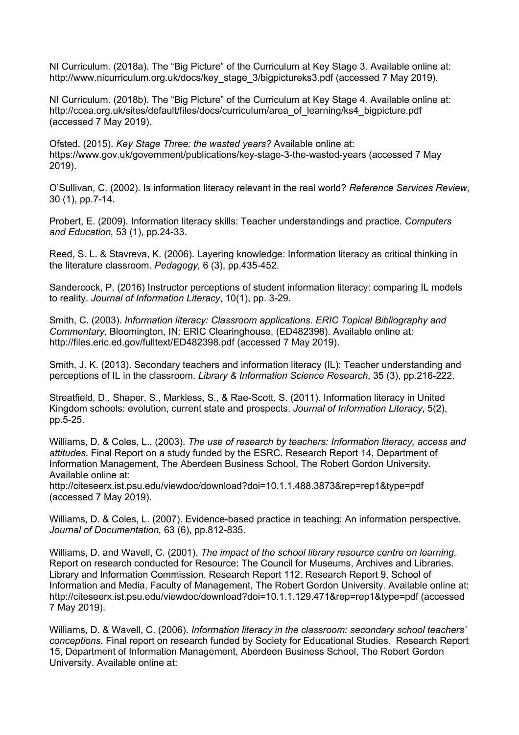NI Curriculum. (2018a). The "Big Picture" of the Curriculum at Key Stage 3. Available online at: http://www.nicurriculum.org.uk/docs/key_stage_3/bigpictureks3.pdf (accessed 7 May 2019).

NI Curriculum. (2018b). The "Big Picture" of the Curriculum at Key Stage 4. Available online at: http://ccea.org.uk/sites/default/files/docs/curriculum/area_of_learning/ks4_bigpicture.pdf (accessed 7 May 2019).

Ofsted. (2015). *Key Stage Three: the wasted years?* Available online at: https://www.gov.uk/government/publications/key-stage-3-the-wasted-years (accessed 7 May 2019).

O'Sullivan, C. (2002). Is information literacy relevant in the real world? *Reference Services Review*, 30 (1), pp.7-14.

Probert, E. (2009). Information literacy skills: Teacher understandings and practice. *Computers and Education,* 53 (1), pp.24-33.

Reed, S. L. & Stavreva, K. (2006). Layering knowledge: Information literacy as critical thinking in the literature classroom. *Pedagogy,* 6 (3), pp.435-452.

Sandercock, P. (2016) Instructor perceptions of student information literacy: comparing IL models to reality. *Journal of Information Literacy*, 10(1), pp. 3-29.

Smith, C. (2003). *Information literacy: Classroom applications. ERIC Topical Bibliography and Commentary,* Bloomington, IN: ERIC Clearinghouse, (ED482398). Available online at: http://files.eric.ed.gov/fulltext/ED482398.pdf (accessed 7 May 2019).

Smith, J. K. (2013). Secondary teachers and information literacy (IL): Teacher understanding and perceptions of IL in the classroom. *Library & Information Science Research*, 35 (3), pp.216-222.

Streatfield, D., Shaper, S., Markless, S., & Rae-Scott, S. (2011). Information literacy in United Kingdom schools: evolution, current state and prospects. *Journal of Information Literacy*, 5(2), pp.5-25.

Williams, D. & Coles, L., (2003). *The use of research by teachers: Information literacy, access and attitudes*. Final Report on a study funded by the ESRC. Research Report 14, Department of Information Management, The Aberdeen Business School, The Robert Gordon University. Available online at:
http://citeseerx.ist.psu.edu/viewdoc/download?doi=10.1.1.488.3873&rep=rep1&type=pdf (accessed 7 May 2019).

Williams, D. & Coles, L. (2007). Evidence-based practice in teaching: An information perspective. *Journal of Documentation,* 63 (6), pp.812-835.

Williams, D. and Wavell, C. (2001). *The impact of the school library resource centre on learning.* Report on research conducted for Resource: The Council for Museums, Archives and Libraries. Library and Information Commission. Research Report 112. Research Report 9, School of Information and Media, Faculty of Management, The Robert Gordon University. Available online at: http://citeseerx.ist.psu.edu/viewdoc/download?doi=10.1.1.129.471&rep=rep1&type=pdf (accessed 7 May 2019).

Williams, D. & Wavell, C. (2006). *Information literacy in the classroom: secondary school teachers' conceptions.* Final report on research funded by Society for Educational Studies. Research Report 15, Department of Information Management, Aberdeen Business School, The Robert Gordon University. Available online at: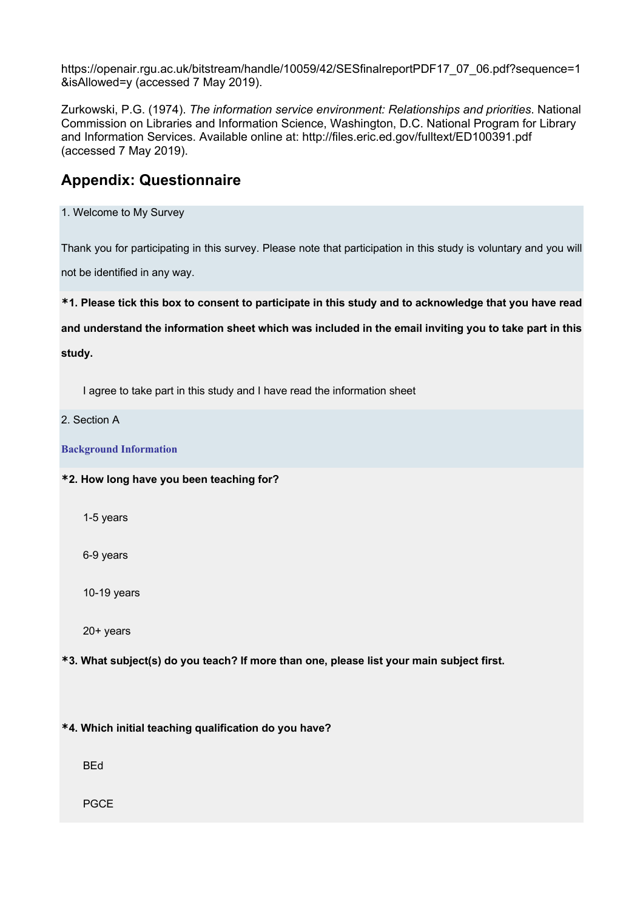https://openair.rgu.ac.uk/bitstream/handle/10059/42/SESfinalreportPDF17_07_06.pdf?sequence=1&isAllowed=y (accessed 7 May 2019).

Zurkowski, P.G. (1974). *The information service environment: Relationships and priorities*. National Commission on Libraries and Information Science, Washington, D.C. National Program for Library and Information Services. Available online at: http://files.eric.ed.gov/fulltext/ED100391.pdf (accessed 7 May 2019).

## Appendix: Questionnaire

1. Welcome to My Survey

Thank you for participating in this survey. Please note that participation in this study is voluntary and you will not be identified in any way.

**\*1. Please tick this box to consent to participate in this study and to acknowledge that you have read and understand the information sheet which was included in the email inviting you to take part in this study.**

I agree to take part in this study and I have read the information sheet

2. Section A

**Background Information**

**\*2. How long have you been teaching for?**

1-5 years

6-9 years

10-19 years

20+ years

**\*3. What subject(s) do you teach? If more than one, please list your main subject first.**

**\*4. Which initial teaching qualification do you have?**

BEd

PGCE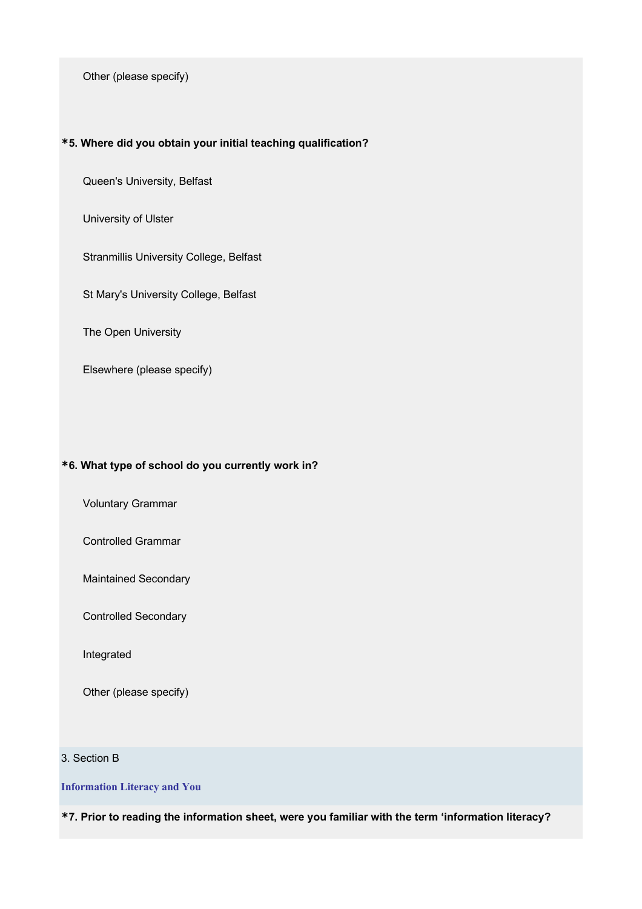Other (please specify)

**\*5. Where did you obtain your initial teaching qualification?**

Queen's University, Belfast

University of Ulster

Stranmillis University College, Belfast

St Mary's University College, Belfast

The Open University

Elsewhere (please specify)

**\*6. What type of school do you currently work in?**

Voluntary Grammar

Controlled Grammar

Maintained Secondary

Controlled Secondary

Integrated

Other (please specify)

3. Section B

**Information Literacy and You**

**\*7. Prior to reading the information sheet, were you familiar with the term ‘information literacy?**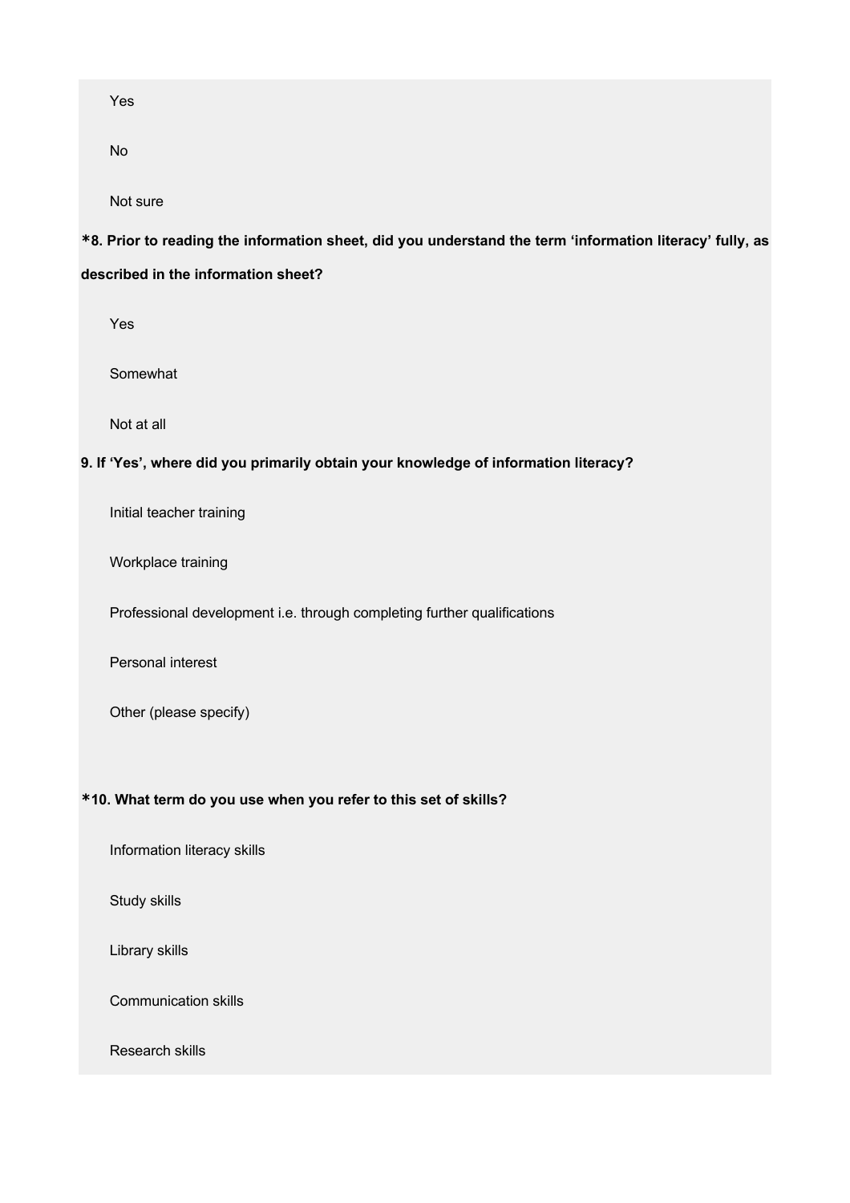Yes

No

Not sure

**\*8. Prior to reading the information sheet, did you understand the term ‘information literacy’ fully, as described in the information sheet?**

Yes

Somewhat

Not at all

**9. If ‘Yes’, where did you primarily obtain your knowledge of information literacy?**

Initial teacher training

Workplace training

Professional development i.e. through completing further qualifications

Personal interest

Other (please specify)

**\*10. What term do you use when you refer to this set of skills?**

Information literacy skills

Study skills

Library skills

Communication skills

Research skills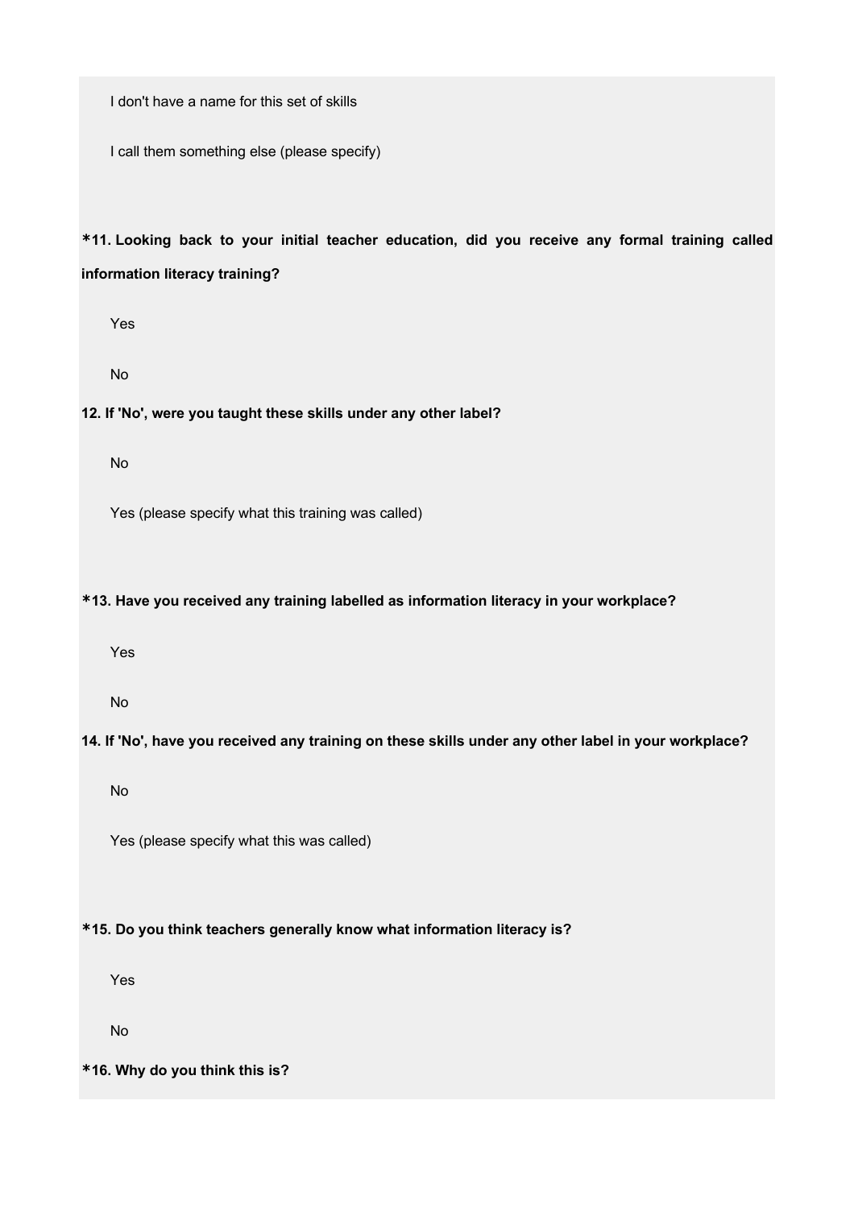I don't have a name for this set of skills

I call them something else (please specify)

**\*11. Looking back to your initial teacher education, did you receive any formal training called information literacy training?**

Yes

No

**12. If 'No', were you taught these skills under any other label?**

No

Yes (please specify what this training was called)

**\*13. Have you received any training labelled as information literacy in your workplace?**

Yes

No

**14. If 'No', have you received any training on these skills under any other label in your workplace?**

No

Yes (please specify what this was called)

**\*15. Do you think teachers generally know what information literacy is?**

Yes

No

**\*16. Why do you think this is?**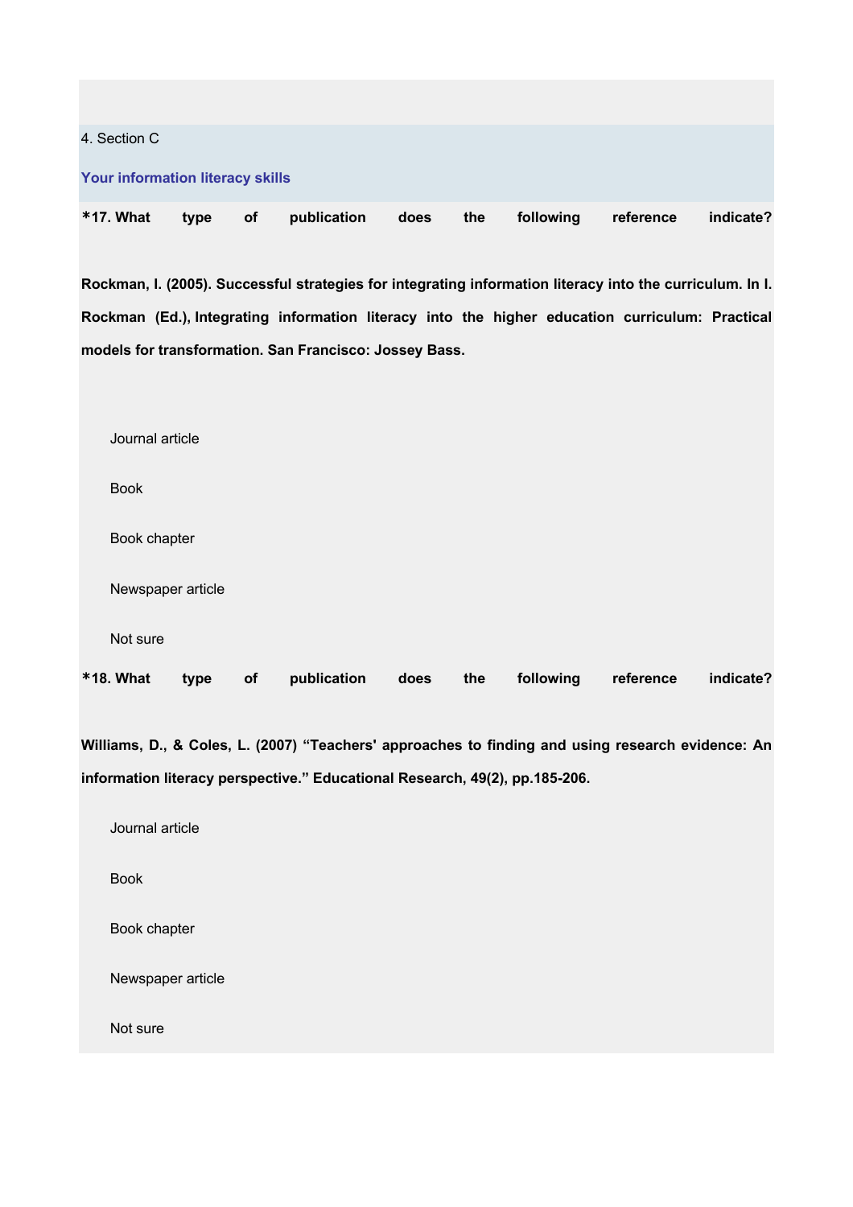4. Section C

## Your information literacy skills

**\*17. What type of publication does the following reference indicate?**

**Rockman, I. (2005). Successful strategies for integrating information literacy into the curriculum. In I. Rockman (Ed.), Integrating information literacy into the higher education curriculum: Practical models for transformation. San Francisco: Jossey Bass.**

- Journal article
- Book
- Book chapter
- Newspaper article
- Not sure

**\*18. What type of publication does the following reference indicate?**

**Williams, D., & Coles, L. (2007) "Teachers' approaches to finding and using research evidence: An information literacy perspective." Educational Research, 49(2), pp.185-206.**

- Journal article
- Book
- Book chapter
- Newspaper article
- Not sure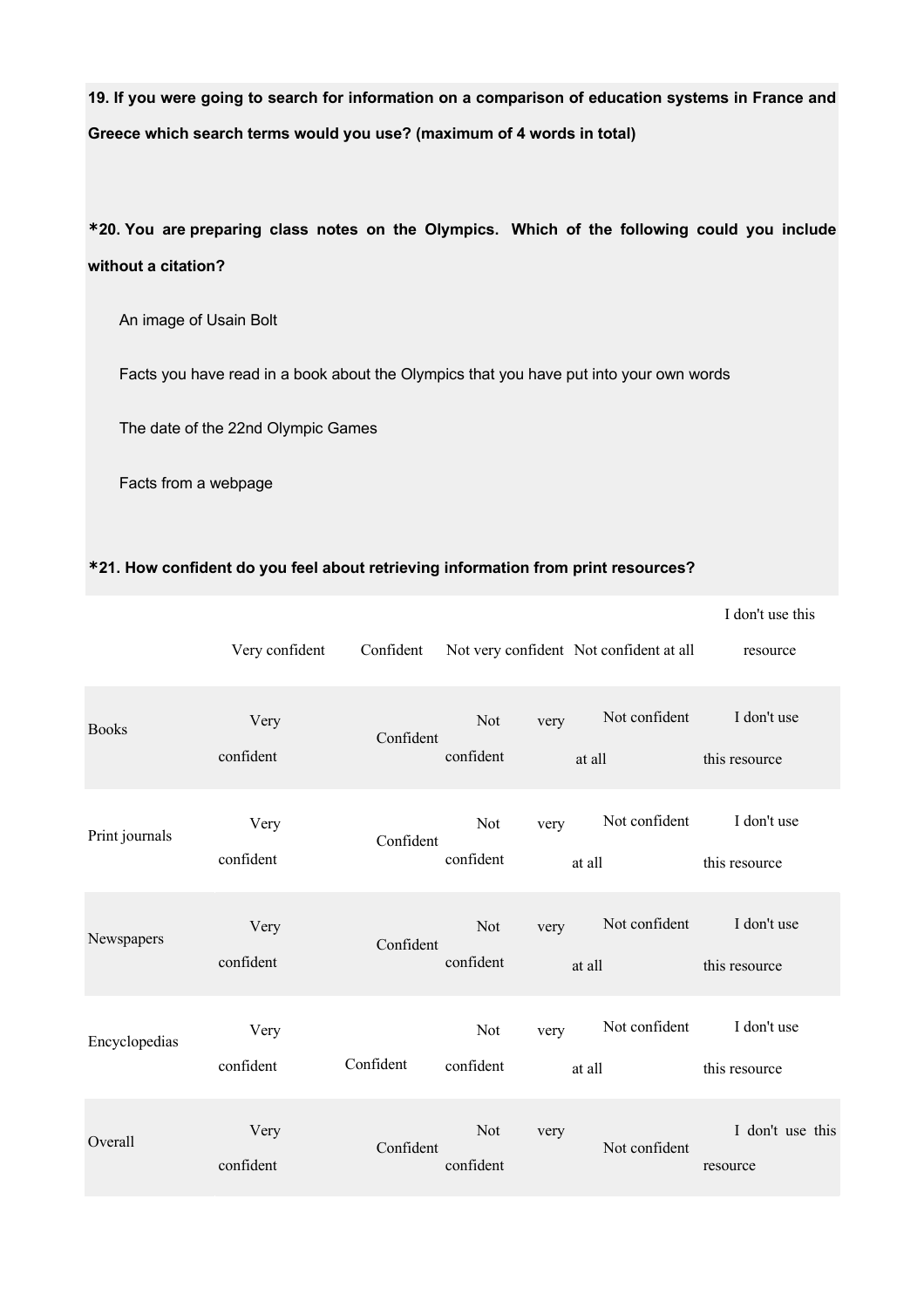**19. If you were going to search for information on a comparison of education systems in France and Greece which search terms would you use? (maximum of 4 words in total)**

***20. You are preparing class notes on the Olympics. Which of the following could you include without a citation?**

An image of Usain Bolt

Facts you have read in a book about the Olympics that you have put into your own words

The date of the 22nd Olympic Games

Facts from a webpage

***21. How confident do you feel about retrieving information from print resources?**

| | Very confident | Confident | Not very confident | Not confident at all | I don't use this resource |
|---|---|---|---|---|---|
| Books | Very confident | Confident | Not very confident | Not confident at all | I don't use this resource |
| Print journals | Very confident | Confident | Not very confident | Not confident at all | I don't use this resource |
| Newspapers | Very confident | Confident | Not very confident | Not confident at all | I don't use this resource |
| Encyclopedias | Very confident | Confident | Not very confident | Not confident at all | I don't use this resource |
| Overall | Very confident | Confident | Not very confident | Not confident | I don't use this resource |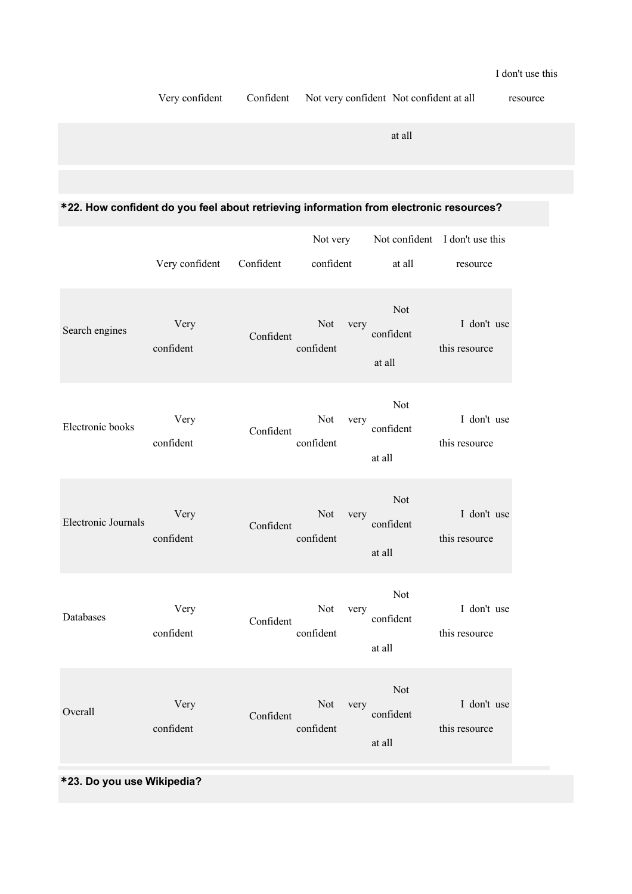| | Very confident | Confident | Not very confident | Not confident at all | I don't use this resource |
|---|---|---|---|---|---|
| | | | | at all | |

**\*22. How confident do you feel about retrieving information from electronic resources?**

| | Very confident | Confident | Not very confident | Not confident at all | I don't use this resource |
|---|---|---|---|---|---|
| Search engines | Very confident | Confident | Not very confident | Not confident at all | I don't use this resource |
| Electronic books | Very confident | Confident | Not very confident | Not confident at all | I don't use this resource |
| Electronic Journals | Very confident | Confident | Not very confident | Not confident at all | I don't use this resource |
| Databases | Very confident | Confident | Not very confident | Not confident at all | I don't use this resource |
| Overall | Very confident | Confident | Not very confident | Not confident at all | I don't use this resource |

**\*23. Do you use Wikipedia?**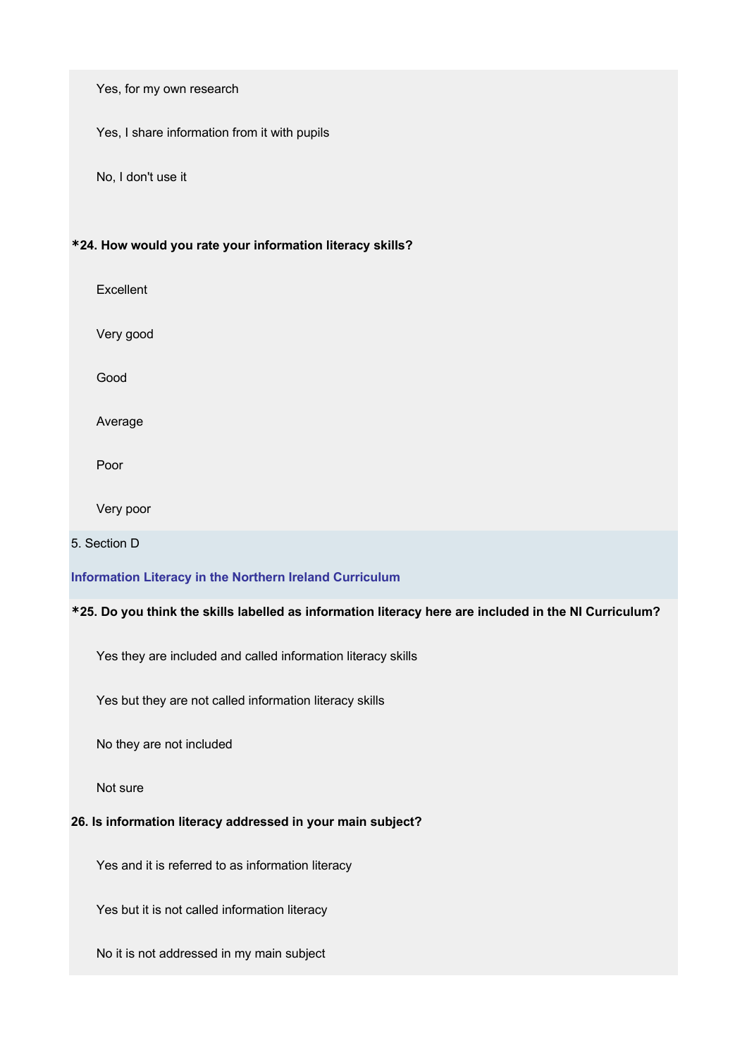Yes, for my own research

Yes, I share information from it with pupils

No, I don't use it

**\*24. How would you rate your information literacy skills?**

Excellent

Very good

Good

Average

Poor

Very poor

5. Section D

**Information Literacy in the Northern Ireland Curriculum**

**\*25. Do you think the skills labelled as information literacy here are included in the NI Curriculum?**

Yes they are included and called information literacy skills

Yes but they are not called information literacy skills

No they are not included

Not sure

**26. Is information literacy addressed in your main subject?**

Yes and it is referred to as information literacy

Yes but it is not called information literacy

No it is not addressed in my main subject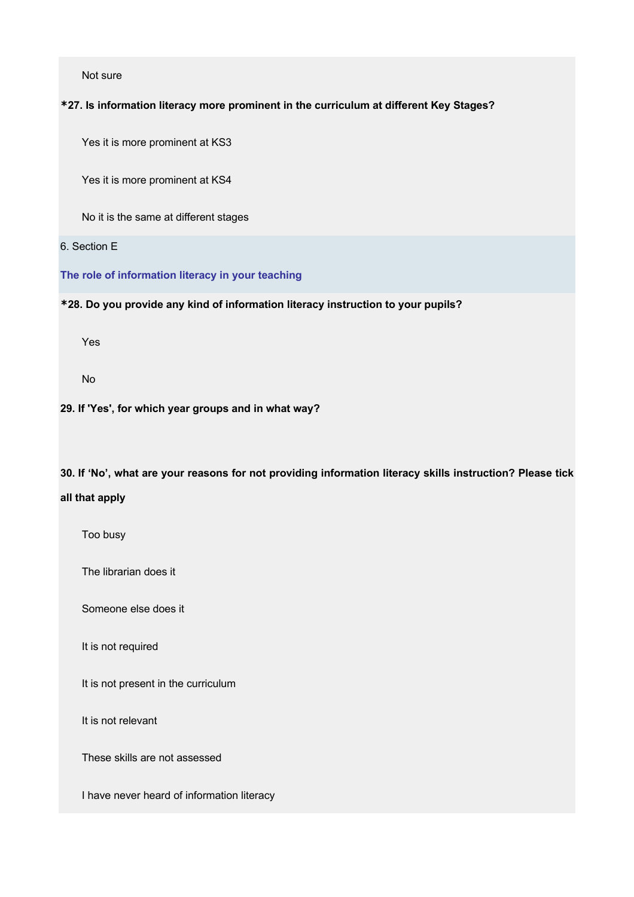Not sure

**\*27. Is information literacy more prominent in the curriculum at different Key Stages?**

Yes it is more prominent at KS3

Yes it is more prominent at KS4

No it is the same at different stages

6. Section E

**The role of information literacy in your teaching**

**\*28. Do you provide any kind of information literacy instruction to your pupils?**

Yes

No

**29. If 'Yes', for which year groups and in what way?**

**30. If 'No', what are your reasons for not providing information literacy skills instruction? Please tick all that apply**

Too busy

The librarian does it

Someone else does it

It is not required

It is not present in the curriculum

It is not relevant

These skills are not assessed

I have never heard of information literacy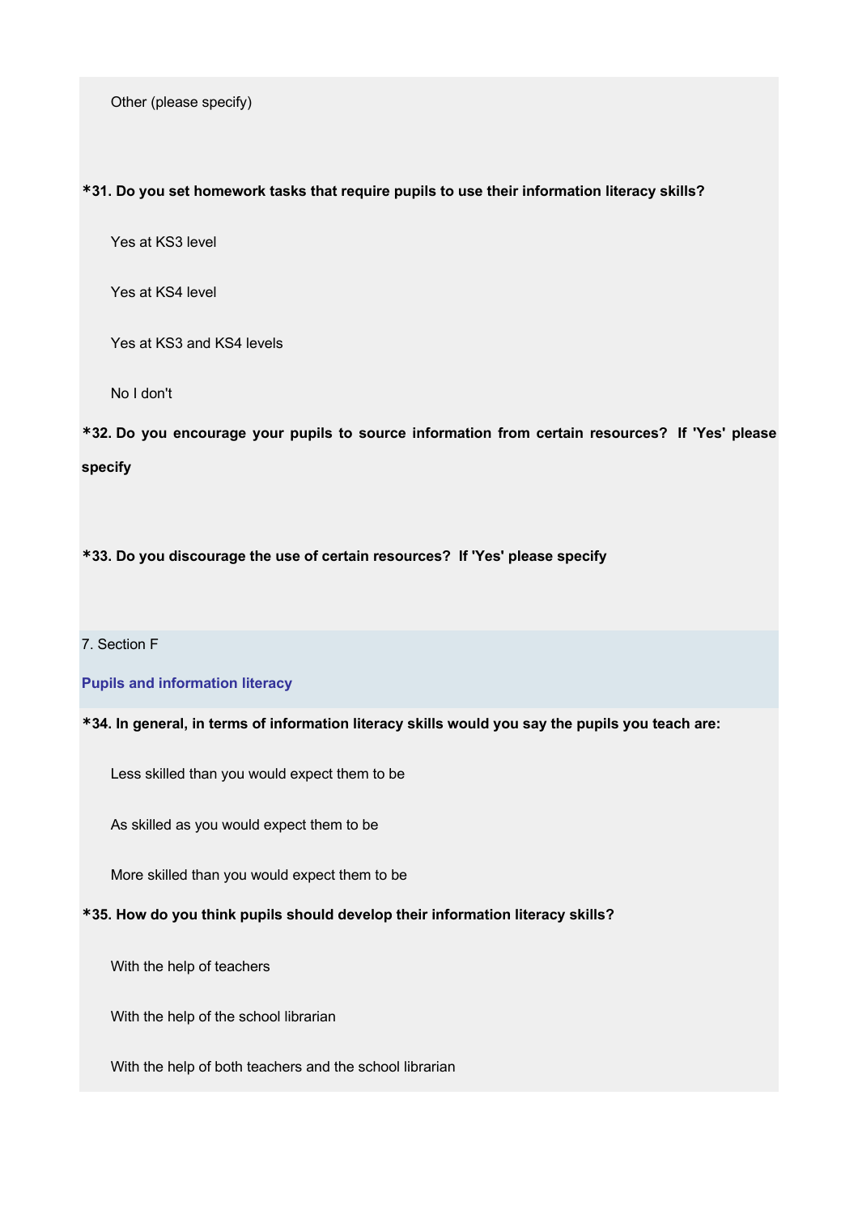Other (please specify)

**\*31. Do you set homework tasks that require pupils to use their information literacy skills?**

Yes at KS3 level

Yes at KS4 level

Yes at KS3 and KS4 levels

No I don't

**\*32. Do you encourage your pupils to source information from certain resources? If 'Yes' please specify**

**\*33. Do you discourage the use of certain resources? If 'Yes' please specify**

7. Section F

## Pupils and information literacy

**\*34. In general, in terms of information literacy skills would you say the pupils you teach are:**

Less skilled than you would expect them to be

As skilled as you would expect them to be

More skilled than you would expect them to be

**\*35. How do you think pupils should develop their information literacy skills?**

With the help of teachers

With the help of the school librarian

With the help of both teachers and the school librarian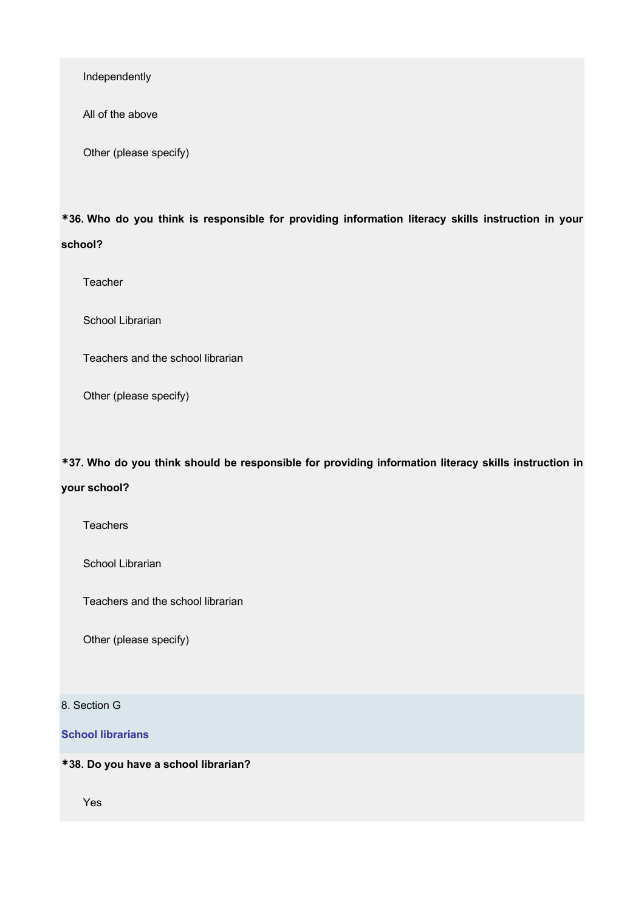Independently

All of the above

Other (please specify)

**\*36. Who do you think is responsible for providing information literacy skills instruction in your school?**

Teacher

School Librarian

Teachers and the school librarian

Other (please specify)

**\*37. Who do you think should be responsible for providing information literacy skills instruction in your school?**

Teachers

School Librarian

Teachers and the school librarian

Other (please specify)

8. Section G

**School librarians**

**\*38. Do you have a school librarian?**

Yes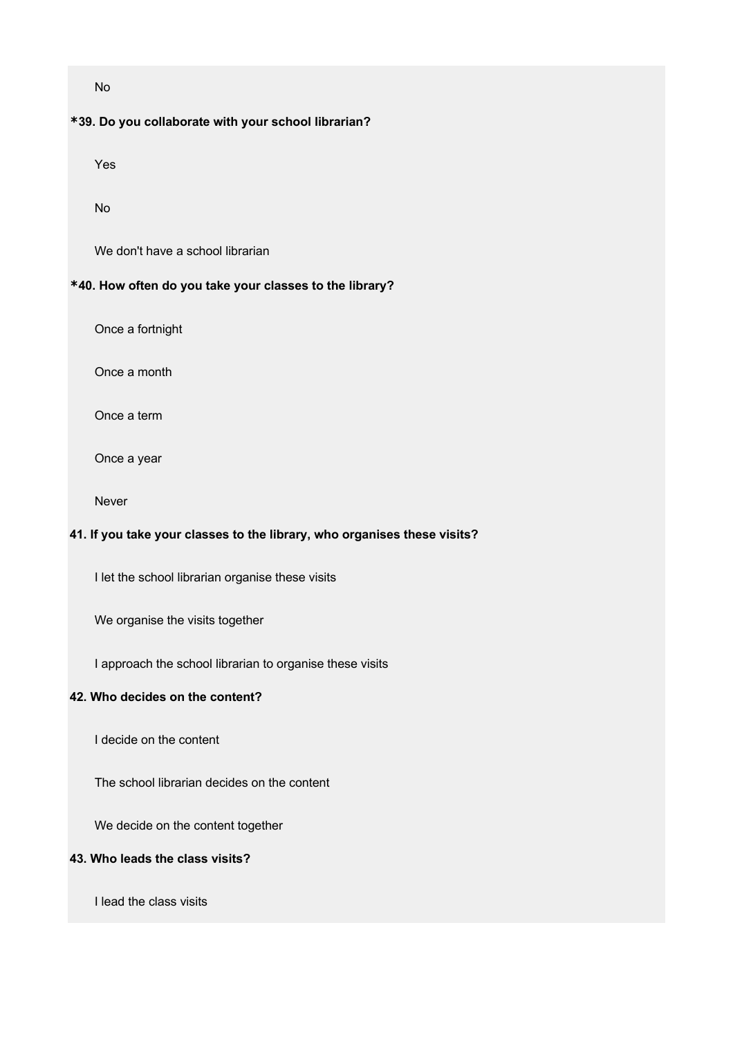No

**\*39. Do you collaborate with your school librarian?**

Yes

No

We don't have a school librarian

**\*40. How often do you take your classes to the library?**

Once a fortnight

Once a month

Once a term

Once a year

Never

**41. If you take your classes to the library, who organises these visits?**

I let the school librarian organise these visits

We organise the visits together

I approach the school librarian to organise these visits

**42. Who decides on the content?**

I decide on the content

The school librarian decides on the content

We decide on the content together

**43. Who leads the class visits?**

I lead the class visits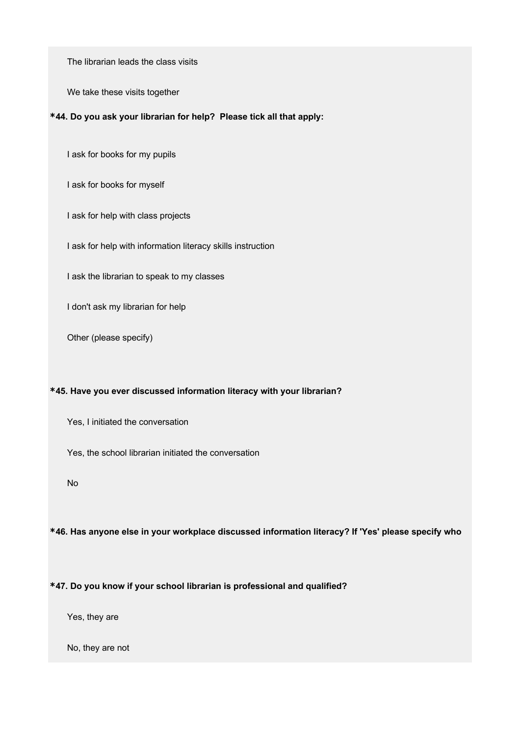The librarian leads the class visits

We take these visits together

**\*44. Do you ask your librarian for help? Please tick all that apply:**

I ask for books for my pupils

I ask for books for myself

I ask for help with class projects

I ask for help with information literacy skills instruction

I ask the librarian to speak to my classes

I don't ask my librarian for help

Other (please specify)

**\*45. Have you ever discussed information literacy with your librarian?**

Yes, I initiated the conversation

Yes, the school librarian initiated the conversation

No

**\*46. Has anyone else in your workplace discussed information literacy? If 'Yes' please specify who**

**\*47. Do you know if your school librarian is professional and qualified?**

Yes, they are

No, they are not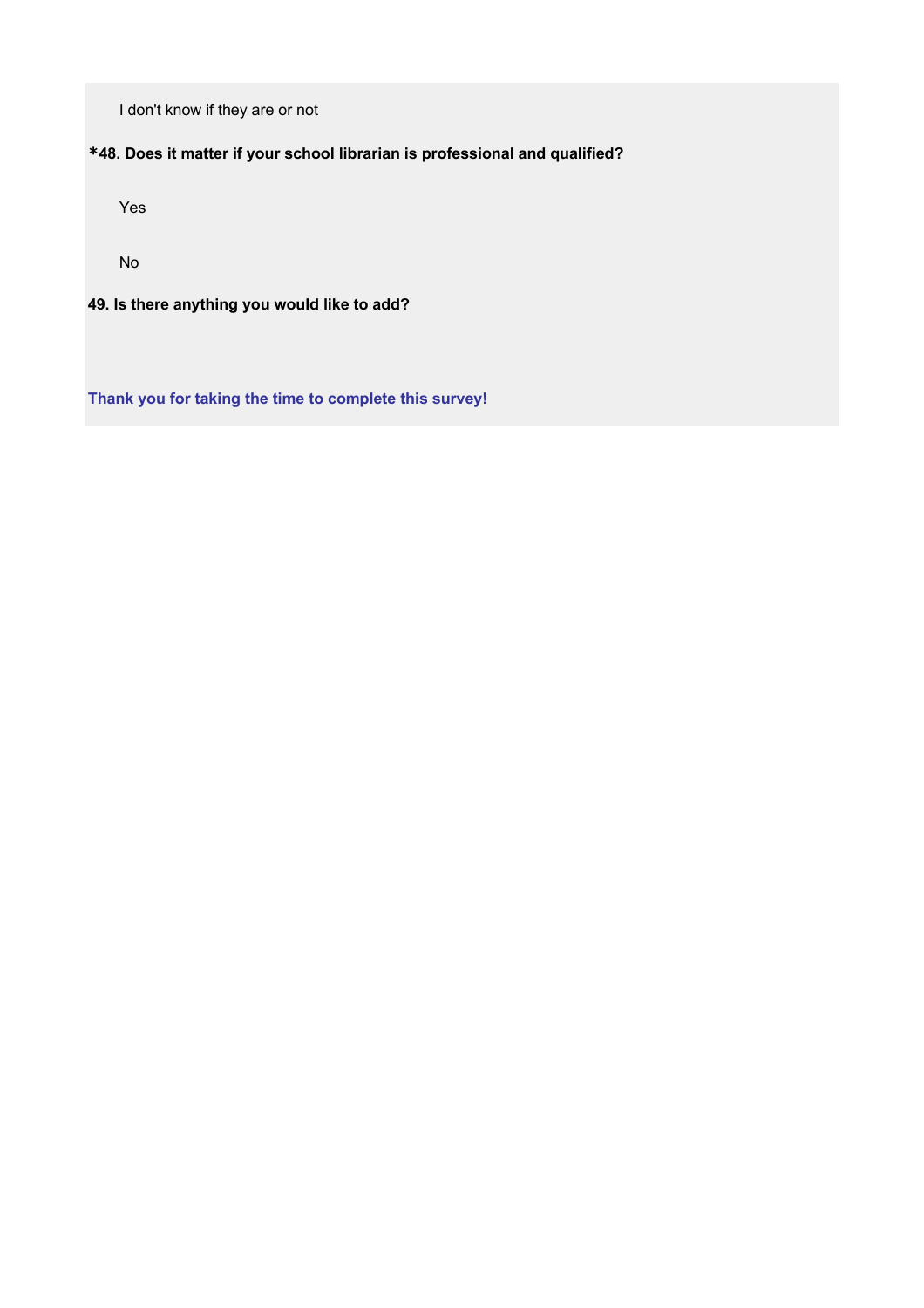I don't know if they are or not

**\*48. Does it matter if your school librarian is professional and qualified?**

Yes

No

**49. Is there anything you would like to add?**

**Thank you for taking the time to complete this survey!**